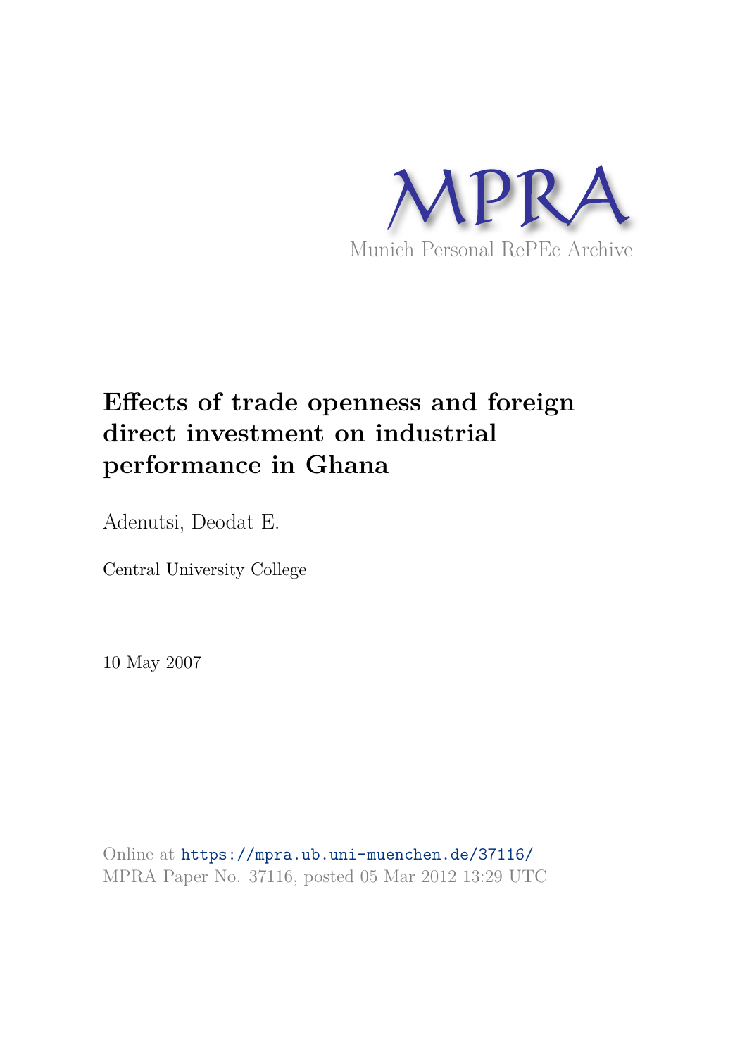MPRA

Munich Personal RePEc Archive

# Effects of trade openness and foreign direct investment on industrial performance in Ghana

Adenutsi, Deodat E.

Central University College

10 May 2007

Online at https://mpra.ub.uni-muenchen.de/37116/
MPRA Paper No. 37116, posted 05 Mar 2012 13:29 UTC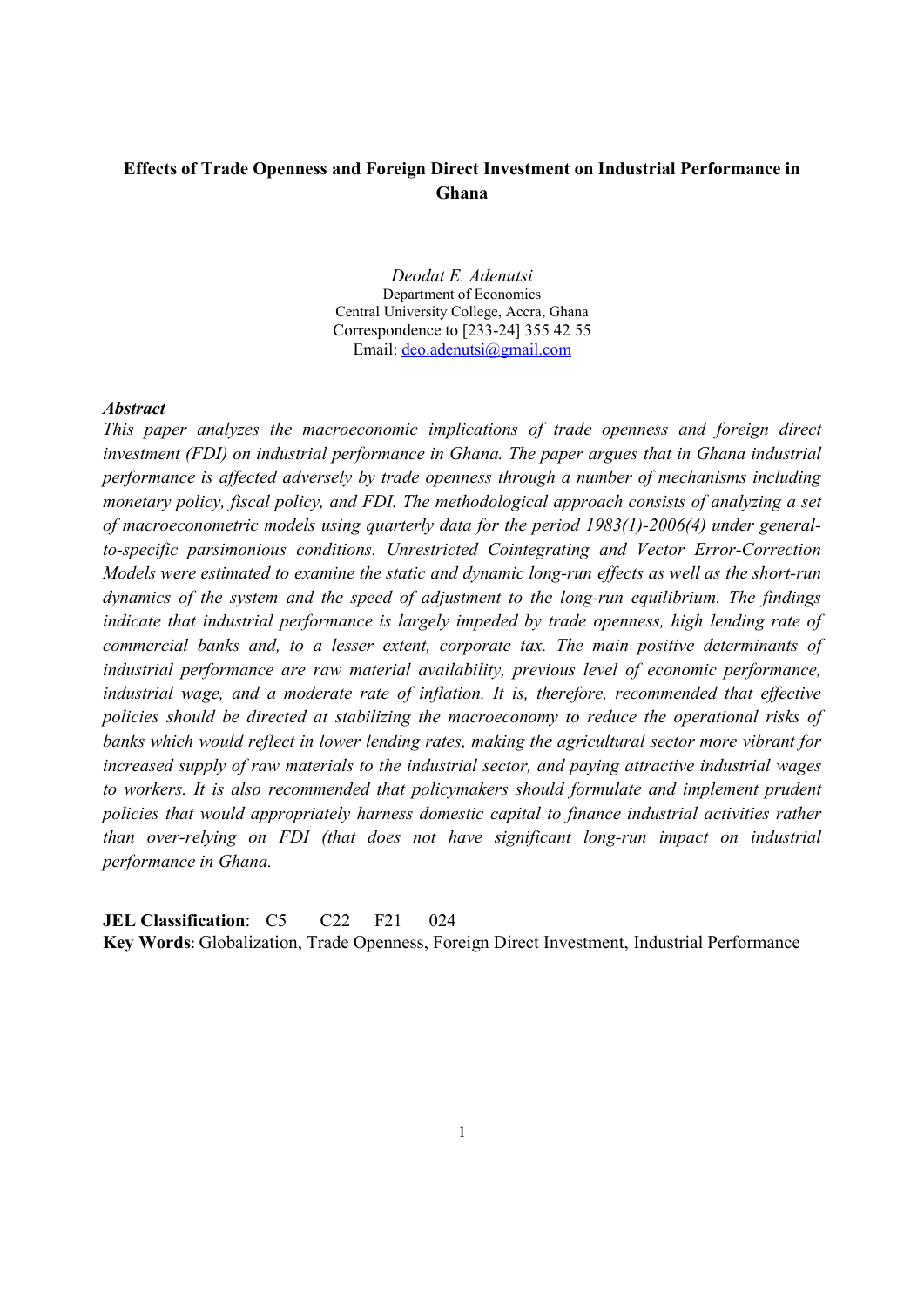**Effects of Trade Openness and Foreign Direct Investment on Industrial Performance in Ghana**

*Deodat E. Adenutsi*
Department of Economics
Central University College, Accra, Ghana
Correspondence to [233-24] 355 42 55
Email: deo.adenutsi@gmail.com

***Abstract***

*This paper analyzes the macroeconomic implications of trade openness and foreign direct investment (FDI) on industrial performance in Ghana. The paper argues that in Ghana industrial performance is affected adversely by trade openness through a number of mechanisms including monetary policy, fiscal policy, and FDI. The methodological approach consists of analyzing a set of macroeconometric models using quarterly data for the period 1983(1)-2006(4) under general-to-specific parsimonious conditions. Unrestricted Cointegrating and Vector Error-Correction Models were estimated to examine the static and dynamic long-run effects as well as the short-run dynamics of the system and the speed of adjustment to the long-run equilibrium. The findings indicate that industrial performance is largely impeded by trade openness, high lending rate of commercial banks and, to a lesser extent, corporate tax. The main positive determinants of industrial performance are raw material availability, previous level of economic performance, industrial wage, and a moderate rate of inflation. It is, therefore, recommended that effective policies should be directed at stabilizing the macroeconomy to reduce the operational risks of banks which would reflect in lower lending rates, making the agricultural sector more vibrant for increased supply of raw materials to the industrial sector, and paying attractive industrial wages to workers. It is also recommended that policymakers should formulate and implement prudent policies that would appropriately harness domestic capital to finance industrial activities rather than over-relying on FDI (that does not have significant long-run impact on industrial performance in Ghana.*

**JEL Classification**: C5 C22 F21 024

**Key Words**: Globalization, Trade Openness, Foreign Direct Investment, Industrial Performance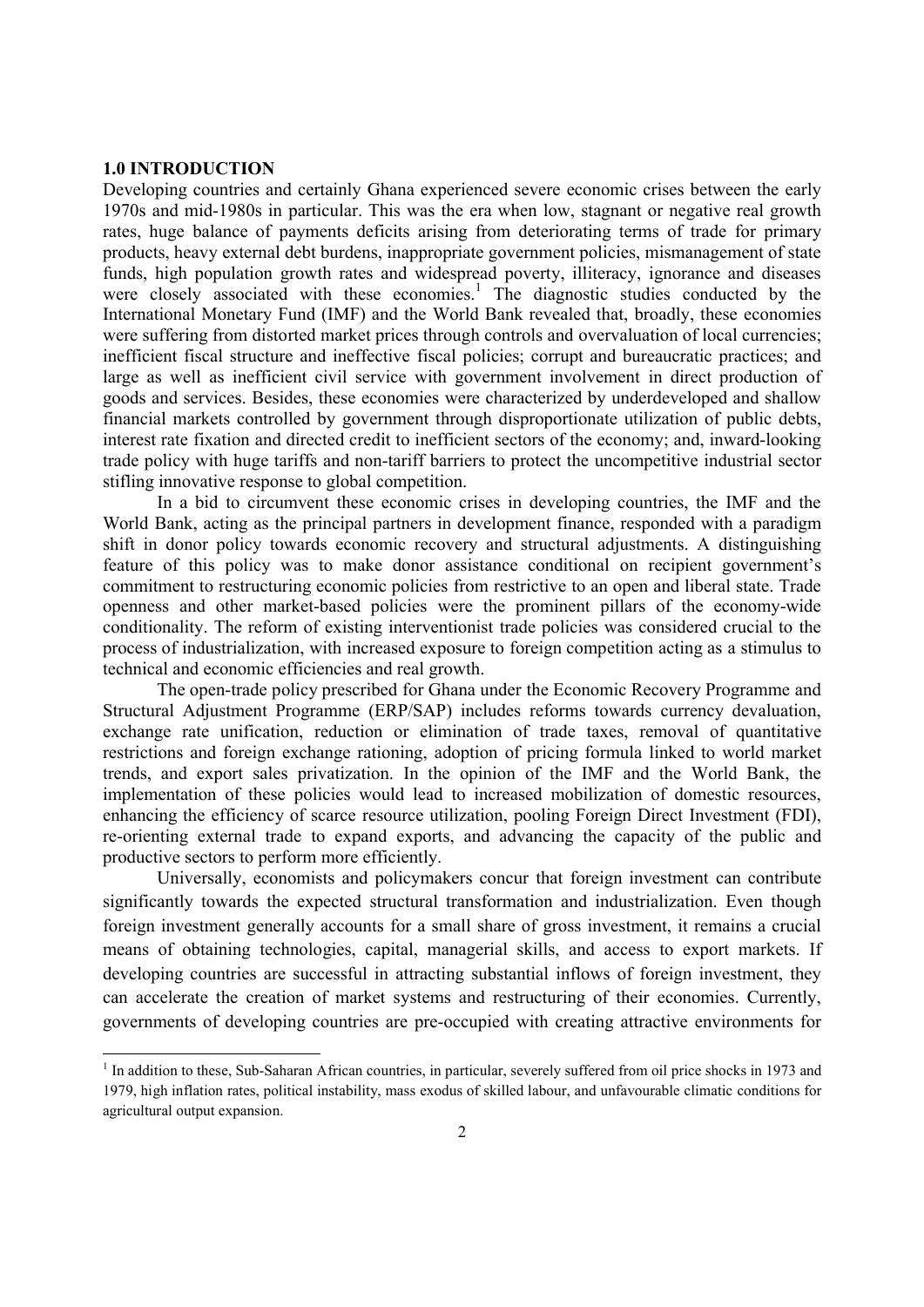## 1.0 INTRODUCTION

Developing countries and certainly Ghana experienced severe economic crises between the early 1970s and mid-1980s in particular. This was the era when low, stagnant or negative real growth rates, huge balance of payments deficits arising from deteriorating terms of trade for primary products, heavy external debt burdens, inappropriate government policies, mismanagement of state funds, high population growth rates and widespread poverty, illiteracy, ignorance and diseases were closely associated with these economies.[1] The diagnostic studies conducted by the International Monetary Fund (IMF) and the World Bank revealed that, broadly, these economies were suffering from distorted market prices through controls and overvaluation of local currencies; inefficient fiscal structure and ineffective fiscal policies; corrupt and bureaucratic practices; and large as well as inefficient civil service with government involvement in direct production of goods and services. Besides, these economies were characterized by underdeveloped and shallow financial markets controlled by government through disproportionate utilization of public debts, interest rate fixation and directed credit to inefficient sectors of the economy; and, inward-looking trade policy with huge tariffs and non-tariff barriers to protect the uncompetitive industrial sector stifling innovative response to global competition.

In a bid to circumvent these economic crises in developing countries, the IMF and the World Bank, acting as the principal partners in development finance, responded with a paradigm shift in donor policy towards economic recovery and structural adjustments. A distinguishing feature of this policy was to make donor assistance conditional on recipient government's commitment to restructuring economic policies from restrictive to an open and liberal state. Trade openness and other market-based policies were the prominent pillars of the economy-wide conditionality. The reform of existing interventionist trade policies was considered crucial to the process of industrialization, with increased exposure to foreign competition acting as a stimulus to technical and economic efficiencies and real growth.

The open-trade policy prescribed for Ghana under the Economic Recovery Programme and Structural Adjustment Programme (ERP/SAP) includes reforms towards currency devaluation, exchange rate unification, reduction or elimination of trade taxes, removal of quantitative restrictions and foreign exchange rationing, adoption of pricing formula linked to world market trends, and export sales privatization. In the opinion of the IMF and the World Bank, the implementation of these policies would lead to increased mobilization of domestic resources, enhancing the efficiency of scarce resource utilization, pooling Foreign Direct Investment (FDI), re-orienting external trade to expand exports, and advancing the capacity of the public and productive sectors to perform more efficiently.

Universally, economists and policymakers concur that foreign investment can contribute significantly towards the expected structural transformation and industrialization. Even though foreign investment generally accounts for a small share of gross investment, it remains a crucial means of obtaining technologies, capital, managerial skills, and access to export markets. If developing countries are successful in attracting substantial inflows of foreign investment, they can accelerate the creation of market systems and restructuring of their economies. Currently, governments of developing countries are pre-occupied with creating attractive environments for

[1] In addition to these, Sub-Saharan African countries, in particular, severely suffered from oil price shocks in 1973 and 1979, high inflation rates, political instability, mass exodus of skilled labour, and unfavourable climatic conditions for agricultural output expansion.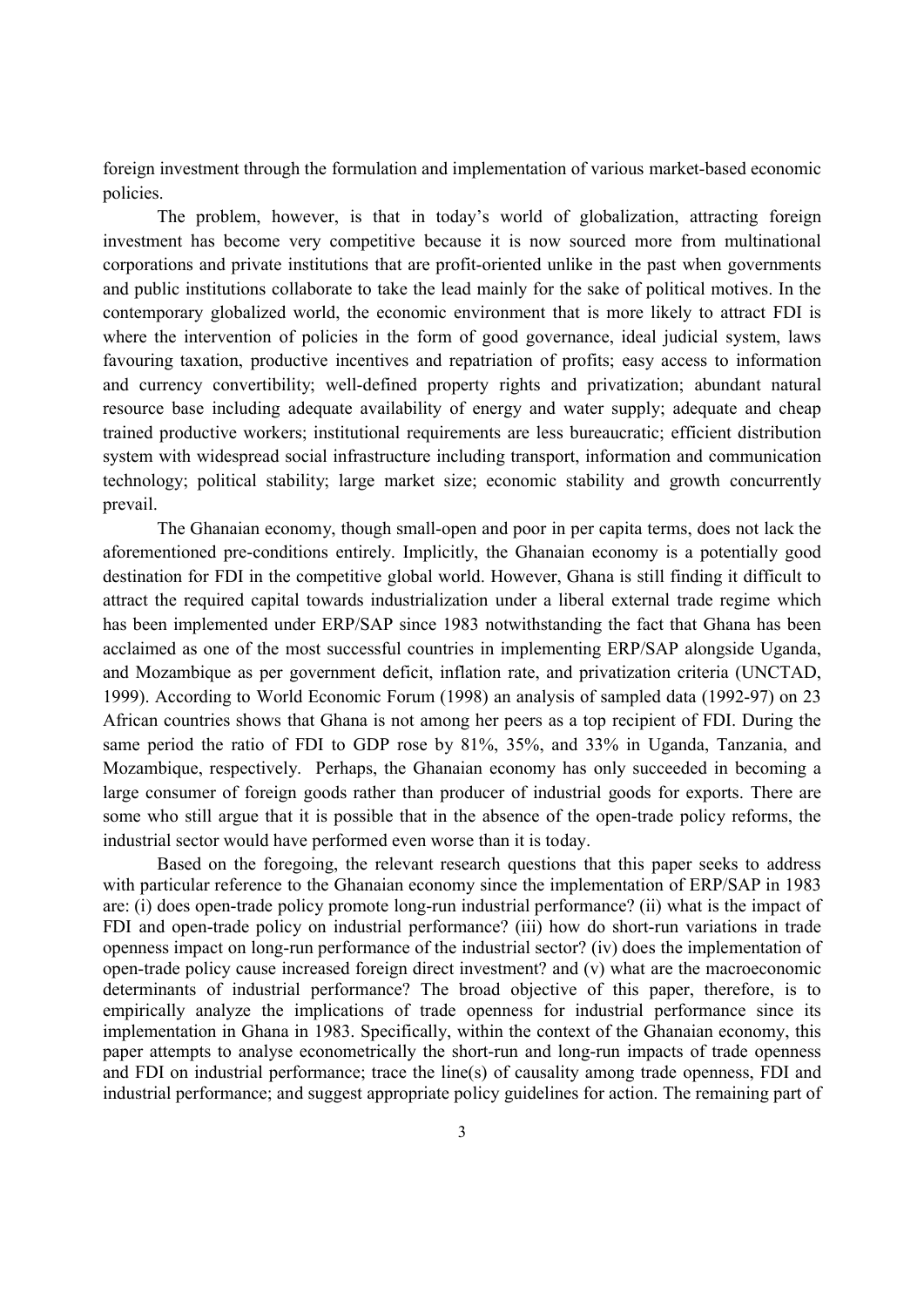foreign investment through the formulation and implementation of various market-based economic policies.

The problem, however, is that in today's world of globalization, attracting foreign investment has become very competitive because it is now sourced more from multinational corporations and private institutions that are profit-oriented unlike in the past when governments and public institutions collaborate to take the lead mainly for the sake of political motives. In the contemporary globalized world, the economic environment that is more likely to attract FDI is where the intervention of policies in the form of good governance, ideal judicial system, laws favouring taxation, productive incentives and repatriation of profits; easy access to information and currency convertibility; well-defined property rights and privatization; abundant natural resource base including adequate availability of energy and water supply; adequate and cheap trained productive workers; institutional requirements are less bureaucratic; efficient distribution system with widespread social infrastructure including transport, information and communication technology; political stability; large market size; economic stability and growth concurrently prevail.

The Ghanaian economy, though small-open and poor in per capita terms, does not lack the aforementioned pre-conditions entirely. Implicitly, the Ghanaian economy is a potentially good destination for FDI in the competitive global world. However, Ghana is still finding it difficult to attract the required capital towards industrialization under a liberal external trade regime which has been implemented under ERP/SAP since 1983 notwithstanding the fact that Ghana has been acclaimed as one of the most successful countries in implementing ERP/SAP alongside Uganda, and Mozambique as per government deficit, inflation rate, and privatization criteria (UNCTAD, 1999). According to World Economic Forum (1998) an analysis of sampled data (1992-97) on 23 African countries shows that Ghana is not among her peers as a top recipient of FDI. During the same period the ratio of FDI to GDP rose by 81%, 35%, and 33% in Uganda, Tanzania, and Mozambique, respectively. Perhaps, the Ghanaian economy has only succeeded in becoming a large consumer of foreign goods rather than producer of industrial goods for exports. There are some who still argue that it is possible that in the absence of the open-trade policy reforms, the industrial sector would have performed even worse than it is today.

Based on the foregoing, the relevant research questions that this paper seeks to address with particular reference to the Ghanaian economy since the implementation of ERP/SAP in 1983 are: (i) does open-trade policy promote long-run industrial performance? (ii) what is the impact of FDI and open-trade policy on industrial performance? (iii) how do short-run variations in trade openness impact on long-run performance of the industrial sector? (iv) does the implementation of open-trade policy cause increased foreign direct investment? and (v) what are the macroeconomic determinants of industrial performance? The broad objective of this paper, therefore, is to empirically analyze the implications of trade openness for industrial performance since its implementation in Ghana in 1983. Specifically, within the context of the Ghanaian economy, this paper attempts to analyse econometrically the short-run and long-run impacts of trade openness and FDI on industrial performance; trace the line(s) of causality among trade openness, FDI and industrial performance; and suggest appropriate policy guidelines for action. The remaining part of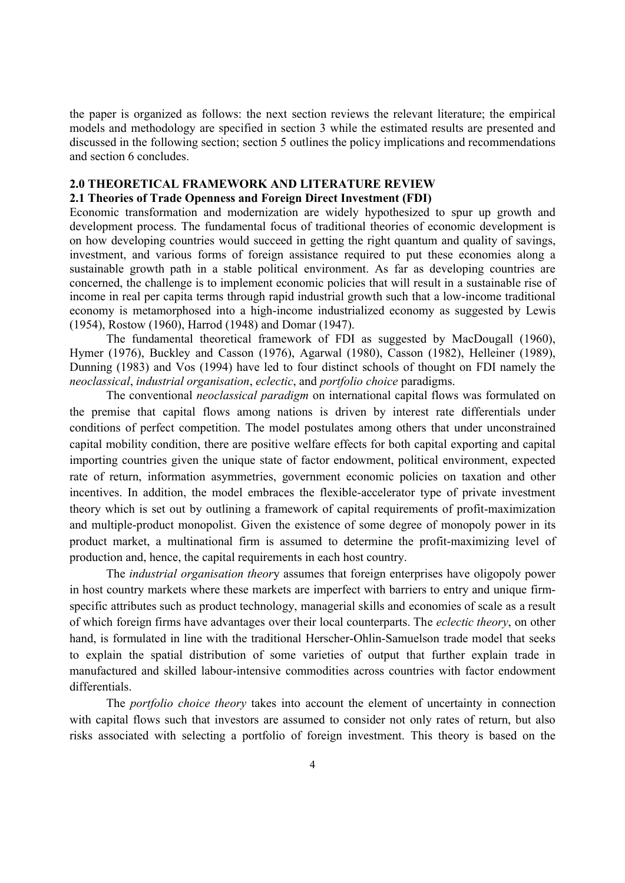the paper is organized as follows: the next section reviews the relevant literature; the empirical models and methodology are specified in section 3 while the estimated results are presented and discussed in the following section; section 5 outlines the policy implications and recommendations and section 6 concludes.

## 2.0 THEORETICAL FRAMEWORK AND LITERATURE REVIEW

### 2.1 Theories of Trade Openness and Foreign Direct Investment (FDI)

Economic transformation and modernization are widely hypothesized to spur up growth and development process. The fundamental focus of traditional theories of economic development is on how developing countries would succeed in getting the right quantum and quality of savings, investment, and various forms of foreign assistance required to put these economies along a sustainable growth path in a stable political environment. As far as developing countries are concerned, the challenge is to implement economic policies that will result in a sustainable rise of income in real per capita terms through rapid industrial growth such that a low-income traditional economy is metamorphosed into a high-income industrialized economy as suggested by Lewis (1954), Rostow (1960), Harrod (1948) and Domar (1947).

The fundamental theoretical framework of FDI as suggested by MacDougall (1960), Hymer (1976), Buckley and Casson (1976), Agarwal (1980), Casson (1982), Helleiner (1989), Dunning (1983) and Vos (1994) have led to four distinct schools of thought on FDI namely the *neoclassical*, *industrial organisation*, *eclectic*, and *portfolio choice* paradigms.

The conventional *neoclassical paradigm* on international capital flows was formulated on the premise that capital flows among nations is driven by interest rate differentials under conditions of perfect competition. The model postulates among others that under unconstrained capital mobility condition, there are positive welfare effects for both capital exporting and capital importing countries given the unique state of factor endowment, political environment, expected rate of return, information asymmetries, government economic policies on taxation and other incentives. In addition, the model embraces the flexible-accelerator type of private investment theory which is set out by outlining a framework of capital requirements of profit-maximization and multiple-product monopolist. Given the existence of some degree of monopoly power in its product market, a multinational firm is assumed to determine the profit-maximizing level of production and, hence, the capital requirements in each host country.

The *industrial organisation theory* assumes that foreign enterprises have oligopoly power in host country markets where these markets are imperfect with barriers to entry and unique firm-specific attributes such as product technology, managerial skills and economies of scale as a result of which foreign firms have advantages over their local counterparts. The *eclectic theory*, on other hand, is formulated in line with the traditional Herscher-Ohlin-Samuelson trade model that seeks to explain the spatial distribution of some varieties of output that further explain trade in manufactured and skilled labour-intensive commodities across countries with factor endowment differentials.

The *portfolio choice theory* takes into account the element of uncertainty in connection with capital flows such that investors are assumed to consider not only rates of return, but also risks associated with selecting a portfolio of foreign investment. This theory is based on the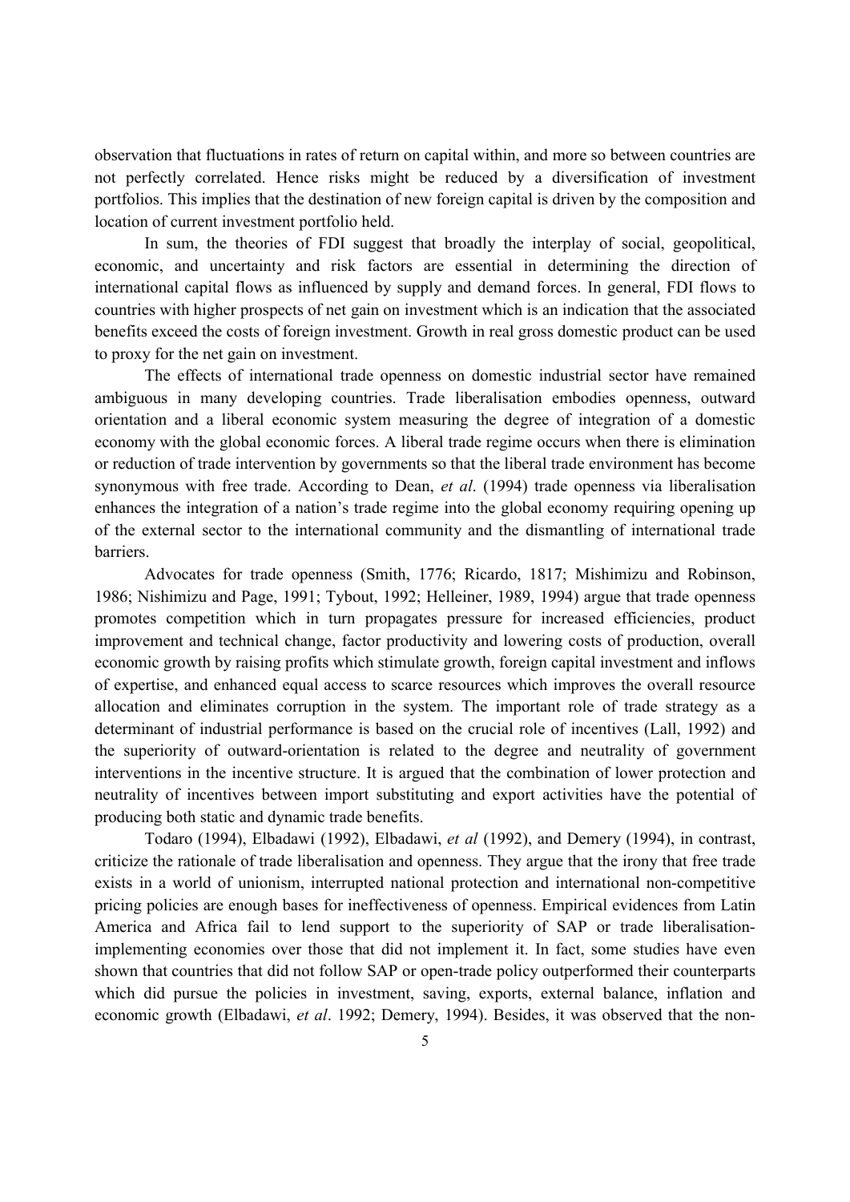observation that fluctuations in rates of return on capital within, and more so between countries are not perfectly correlated. Hence risks might be reduced by a diversification of investment portfolios. This implies that the destination of new foreign capital is driven by the composition and location of current investment portfolio held.

In sum, the theories of FDI suggest that broadly the interplay of social, geopolitical, economic, and uncertainty and risk factors are essential in determining the direction of international capital flows as influenced by supply and demand forces. In general, FDI flows to countries with higher prospects of net gain on investment which is an indication that the associated benefits exceed the costs of foreign investment. Growth in real gross domestic product can be used to proxy for the net gain on investment.

The effects of international trade openness on domestic industrial sector have remained ambiguous in many developing countries. Trade liberalisation embodies openness, outward orientation and a liberal economic system measuring the degree of integration of a domestic economy with the global economic forces. A liberal trade regime occurs when there is elimination or reduction of trade intervention by governments so that the liberal trade environment has become synonymous with free trade. According to Dean, *et al*. (1994) trade openness via liberalisation enhances the integration of a nation's trade regime into the global economy requiring opening up of the external sector to the international community and the dismantling of international trade barriers.

Advocates for trade openness (Smith, 1776; Ricardo, 1817; Mishimizu and Robinson, 1986; Nishimizu and Page, 1991; Tybout, 1992; Helleiner, 1989, 1994) argue that trade openness promotes competition which in turn propagates pressure for increased efficiencies, product improvement and technical change, factor productivity and lowering costs of production, overall economic growth by raising profits which stimulate growth, foreign capital investment and inflows of expertise, and enhanced equal access to scarce resources which improves the overall resource allocation and eliminates corruption in the system. The important role of trade strategy as a determinant of industrial performance is based on the crucial role of incentives (Lall, 1992) and the superiority of outward-orientation is related to the degree and neutrality of government interventions in the incentive structure. It is argued that the combination of lower protection and neutrality of incentives between import substituting and export activities have the potential of producing both static and dynamic trade benefits.

Todaro (1994), Elbadawi (1992), Elbadawi, *et al* (1992), and Demery (1994), in contrast, criticize the rationale of trade liberalisation and openness. They argue that the irony that free trade exists in a world of unionism, interrupted national protection and international non-competitive pricing policies are enough bases for ineffectiveness of openness. Empirical evidences from Latin America and Africa fail to lend support to the superiority of SAP or trade liberalisation-implementing economies over those that did not implement it. In fact, some studies have even shown that countries that did not follow SAP or open-trade policy outperformed their counterparts which did pursue the policies in investment, saving, exports, external balance, inflation and economic growth (Elbadawi, *et al*. 1992; Demery, 1994). Besides, it was observed that the non-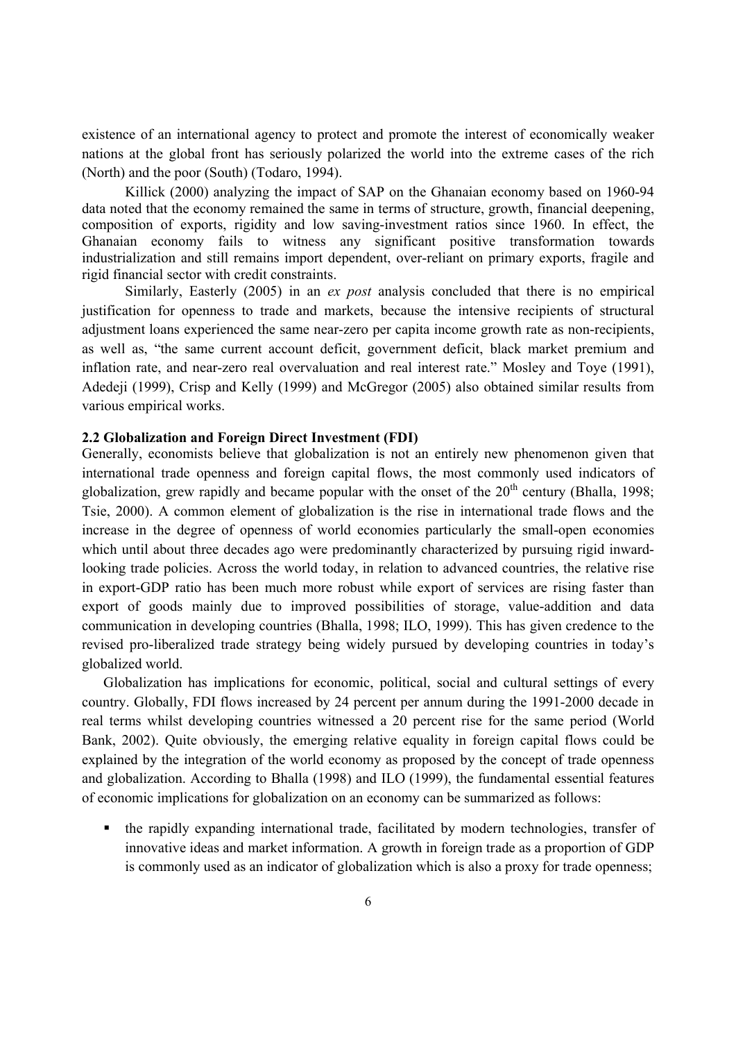existence of an international agency to protect and promote the interest of economically weaker nations at the global front has seriously polarized the world into the extreme cases of the rich (North) and the poor (South) (Todaro, 1994).

Killick (2000) analyzing the impact of SAP on the Ghanaian economy based on 1960-94 data noted that the economy remained the same in terms of structure, growth, financial deepening, composition of exports, rigidity and low saving-investment ratios since 1960. In effect, the Ghanaian economy fails to witness any significant positive transformation towards industrialization and still remains import dependent, over-reliant on primary exports, fragile and rigid financial sector with credit constraints.

Similarly, Easterly (2005) in an *ex post* analysis concluded that there is no empirical justification for openness to trade and markets, because the intensive recipients of structural adjustment loans experienced the same near-zero per capita income growth rate as non-recipients, as well as, "the same current account deficit, government deficit, black market premium and inflation rate, and near-zero real overvaluation and real interest rate." Mosley and Toye (1991), Adedeji (1999), Crisp and Kelly (1999) and McGregor (2005) also obtained similar results from various empirical works.

### 2.2 Globalization and Foreign Direct Investment (FDI)

Generally, economists believe that globalization is not an entirely new phenomenon given that international trade openness and foreign capital flows, the most commonly used indicators of globalization, grew rapidly and became popular with the onset of the 20th century (Bhalla, 1998; Tsie, 2000). A common element of globalization is the rise in international trade flows and the increase in the degree of openness of world economies particularly the small-open economies which until about three decades ago were predominantly characterized by pursuing rigid inward-looking trade policies. Across the world today, in relation to advanced countries, the relative rise in export-GDP ratio has been much more robust while export of services are rising faster than export of goods mainly due to improved possibilities of storage, value-addition and data communication in developing countries (Bhalla, 1998; ILO, 1999). This has given credence to the revised pro-liberalized trade strategy being widely pursued by developing countries in today's globalized world.

Globalization has implications for economic, political, social and cultural settings of every country. Globally, FDI flows increased by 24 percent per annum during the 1991-2000 decade in real terms whilst developing countries witnessed a 20 percent rise for the same period (World Bank, 2002). Quite obviously, the emerging relative equality in foreign capital flows could be explained by the integration of the world economy as proposed by the concept of trade openness and globalization. According to Bhalla (1998) and ILO (1999), the fundamental essential features of economic implications for globalization on an economy can be summarized as follows:

- the rapidly expanding international trade, facilitated by modern technologies, transfer of innovative ideas and market information. A growth in foreign trade as a proportion of GDP is commonly used as an indicator of globalization which is also a proxy for trade openness;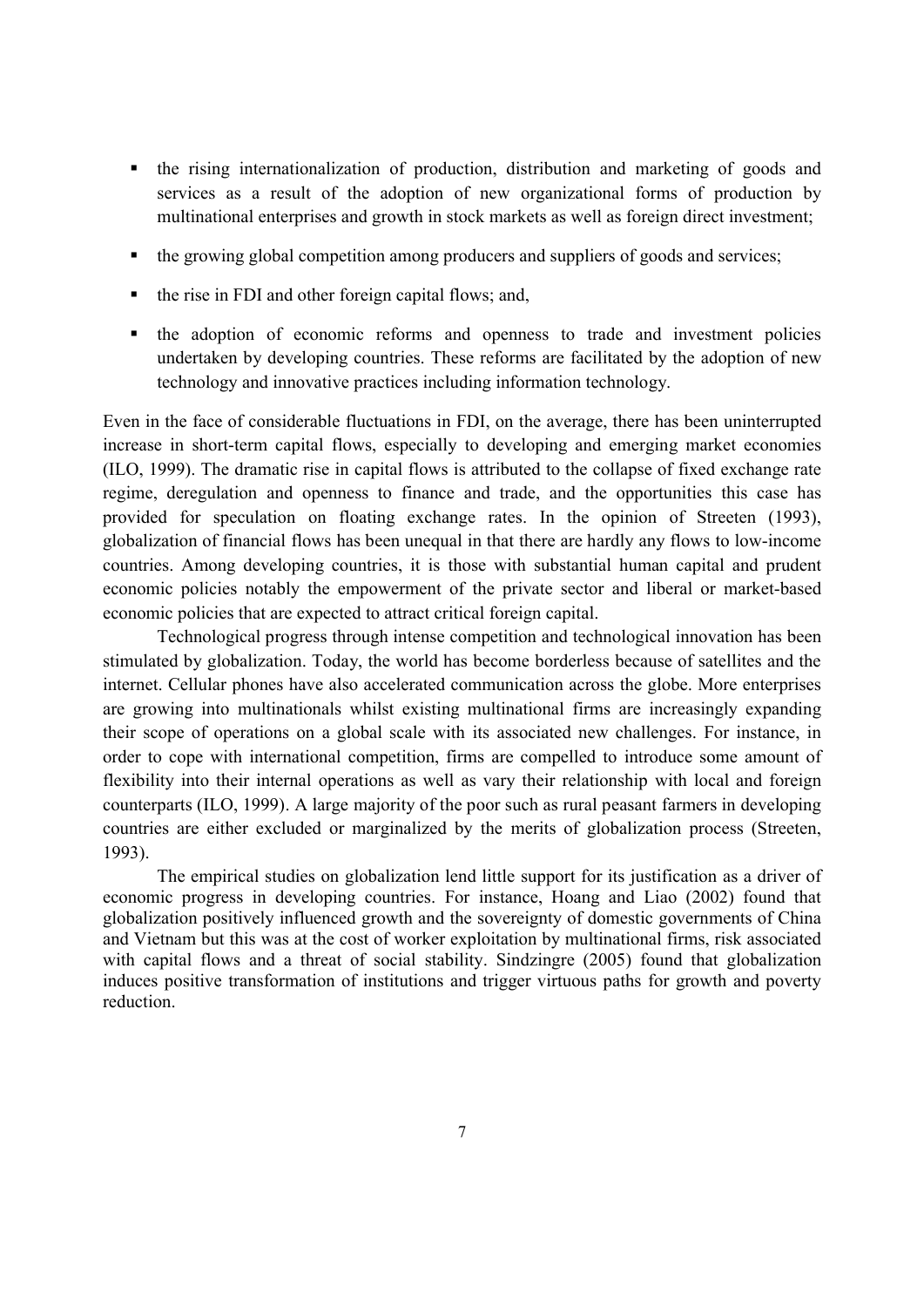- the rising internationalization of production, distribution and marketing of goods and services as a result of the adoption of new organizational forms of production by multinational enterprises and growth in stock markets as well as foreign direct investment;
- the growing global competition among producers and suppliers of goods and services;
- the rise in FDI and other foreign capital flows; and,
- the adoption of economic reforms and openness to trade and investment policies undertaken by developing countries. These reforms are facilitated by the adoption of new technology and innovative practices including information technology.

Even in the face of considerable fluctuations in FDI, on the average, there has been uninterrupted increase in short-term capital flows, especially to developing and emerging market economies (ILO, 1999). The dramatic rise in capital flows is attributed to the collapse of fixed exchange rate regime, deregulation and openness to finance and trade, and the opportunities this case has provided for speculation on floating exchange rates. In the opinion of Streeten (1993), globalization of financial flows has been unequal in that there are hardly any flows to low-income countries. Among developing countries, it is those with substantial human capital and prudent economic policies notably the empowerment of the private sector and liberal or market-based economic policies that are expected to attract critical foreign capital.

Technological progress through intense competition and technological innovation has been stimulated by globalization. Today, the world has become borderless because of satellites and the internet. Cellular phones have also accelerated communication across the globe. More enterprises are growing into multinationals whilst existing multinational firms are increasingly expanding their scope of operations on a global scale with its associated new challenges. For instance, in order to cope with international competition, firms are compelled to introduce some amount of flexibility into their internal operations as well as vary their relationship with local and foreign counterparts (ILO, 1999). A large majority of the poor such as rural peasant farmers in developing countries are either excluded or marginalized by the merits of globalization process (Streeten, 1993).

The empirical studies on globalization lend little support for its justification as a driver of economic progress in developing countries. For instance, Hoang and Liao (2002) found that globalization positively influenced growth and the sovereignty of domestic governments of China and Vietnam but this was at the cost of worker exploitation by multinational firms, risk associated with capital flows and a threat of social stability. Sindzingre (2005) found that globalization induces positive transformation of institutions and trigger virtuous paths for growth and poverty reduction.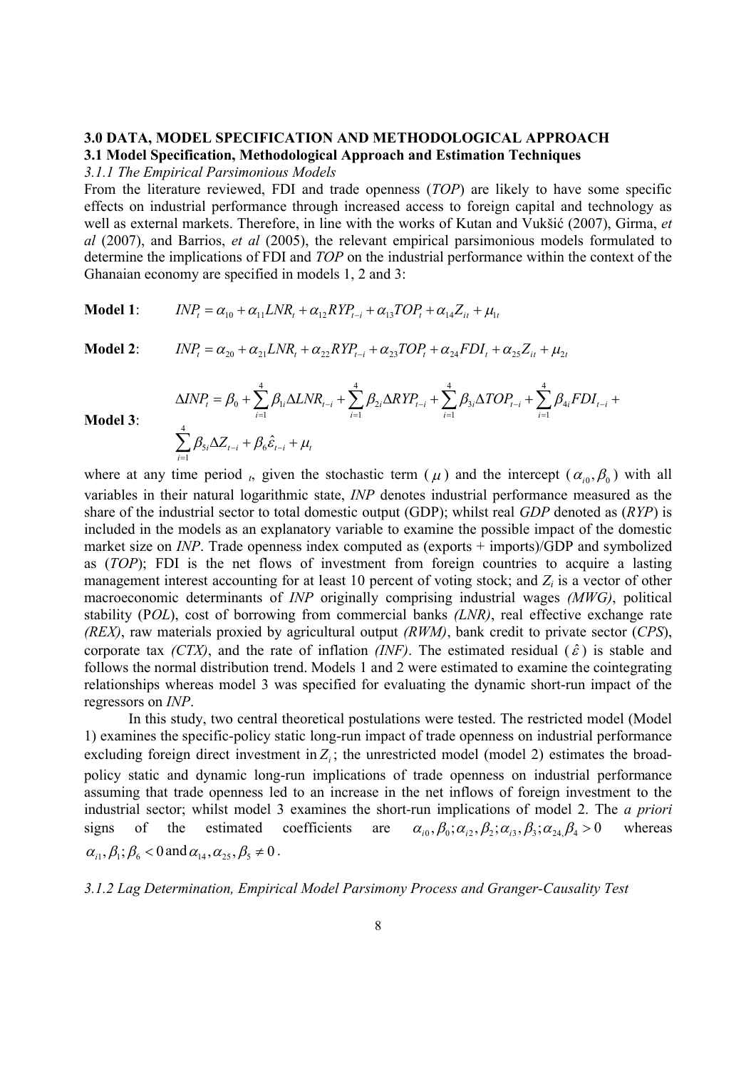## 3.0 DATA, MODEL SPECIFICATION AND METHODOLOGICAL APPROACH

### 3.1 Model Specification, Methodological Approach and Estimation Techniques

*3.1.1 The Empirical Parsimonious Models*

From the literature reviewed, FDI and trade openness (*TOP*) are likely to have some specific effects on industrial performance through increased access to foreign capital and technology as well as external markets. Therefore, in line with the works of Kutan and Vukšić (2007), Girma, *et al* (2007), and Barrios, *et al* (2005), the relevant empirical parsimonious models formulated to determine the implications of FDI and *TOP* on the industrial performance within the context of the Ghanaian economy are specified in models 1, 2 and 3:

**Model 1**: $$INP_t = \alpha_{10} + \alpha_{11}LNR_t + \alpha_{12}RYP_{t-i} + \alpha_{13}TOP_t + \alpha_{14}Z_{it} + \mu_{1t}$$

**Model 2**: $$INP_t = \alpha_{20} + \alpha_{21}LNR_t + \alpha_{22}RYP_{t-i} + \alpha_{23}TOP_t + \alpha_{24}FDI_t + \alpha_{25}Z_{it} + \mu_{2t}$$

**Model 3**: $$\Delta INP_t = \beta_0 + \sum_{i=1}^{4}\beta_{1i}\Delta LNR_{t-i} + \sum_{i=1}^{4}\beta_{2i}\Delta RYP_{t-i} + \sum_{i=1}^{4}\beta_{3i}\Delta TOP_{t-i} + \sum_{i=1}^{4}\beta_{4i}FDI_{t-i} + \sum_{i=1}^{4}\beta_{5i}\Delta Z_{t-i} + \beta_6\hat{\varepsilon}_{t-i} + \mu_t$$

where at any time period $t$, given the stochastic term ($\mu$) and the intercept ($\alpha_{i0}, \beta_0$) with all variables in their natural logarithmic state, *INP* denotes industrial performance measured as the share of the industrial sector to total domestic output (GDP); whilst real *GDP* denoted as (*RYP*) is included in the models as an explanatory variable to examine the possible impact of the domestic market size on *INP*. Trade openness index computed as (exports + imports)/GDP and symbolized as (*TOP*); FDI is the net flows of investment from foreign countries to acquire a lasting management interest accounting for at least 10 percent of voting stock; and $Z_i$ is a vector of other macroeconomic determinants of *INP* originally comprising industrial wages *(MWG)*, political stability (P*OL*), cost of borrowing from commercial banks *(LNR)*, real effective exchange rate *(REX)*, raw materials proxied by agricultural output *(RWM)*, bank credit to private sector (*CPS*), corporate tax *(CTX)*, and the rate of inflation *(INF)*. The estimated residual ($\hat{\varepsilon}$) is stable and follows the normal distribution trend. Models 1 and 2 were estimated to examine the cointegrating relationships whereas model 3 was specified for evaluating the dynamic short-run impact of the regressors on *INP*.

In this study, two central theoretical postulations were tested. The restricted model (Model 1) examines the specific-policy static long-run impact of trade openness on industrial performance excluding foreign direct investment in $Z_i$; the unrestricted model (model 2) estimates the broad-policy static and dynamic long-run implications of trade openness on industrial performance assuming that trade openness led to an increase in the net inflows of foreign investment to the industrial sector; whilst model 3 examines the short-run implications of model 2. The *a priori* signs of the estimated coefficients are $\alpha_{i0}, \beta_0; \alpha_{i2}, \beta_2; \alpha_{i3}, \beta_3; \alpha_{24,} \beta_4 > 0$ whereas $\alpha_{i1}, \beta_1; \beta_6 < 0$ and $\alpha_{14}, \alpha_{25}, \beta_5 \neq 0$.

*3.1.2 Lag Determination, Empirical Model Parsimony Process and Granger-Causality Test*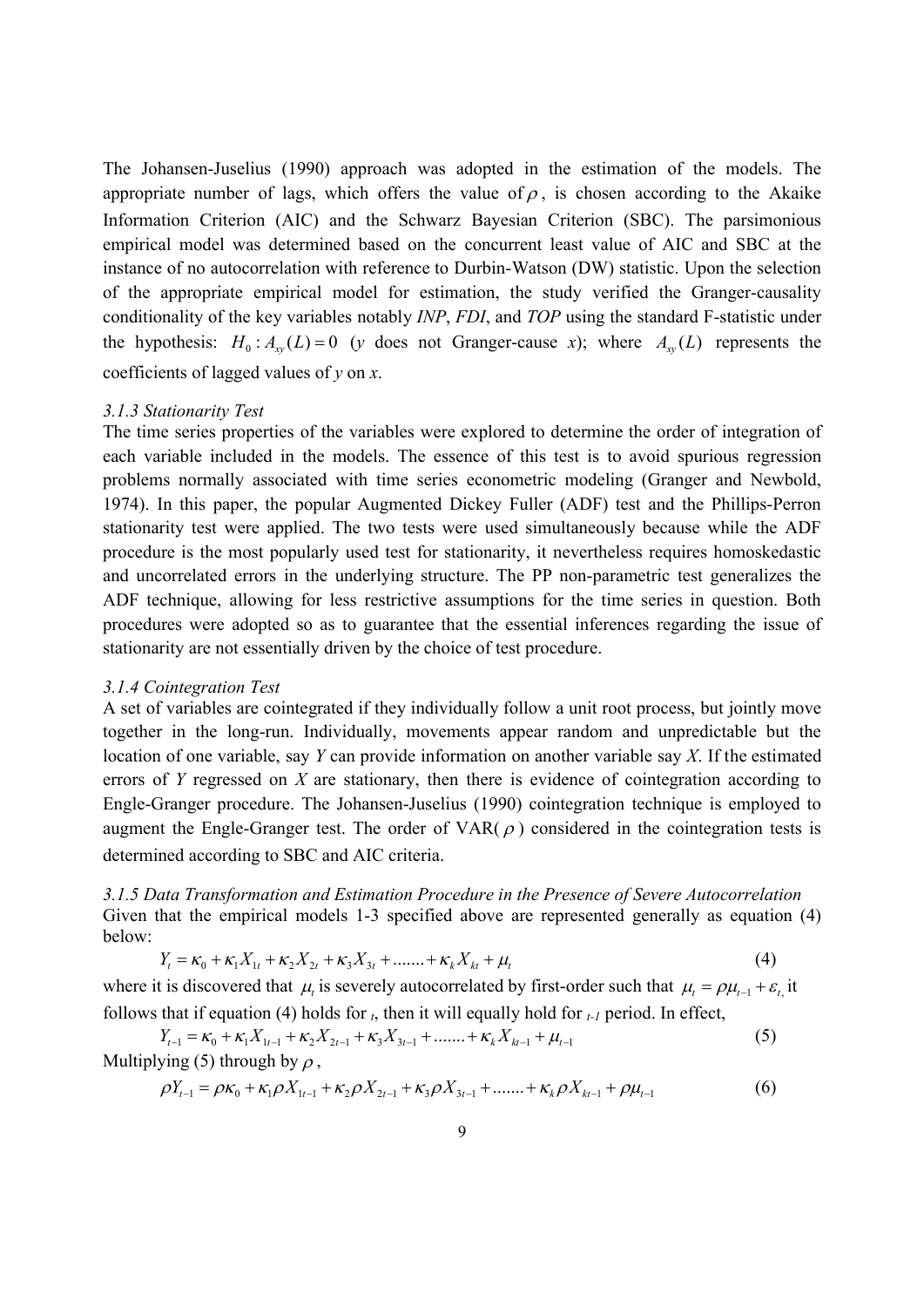The Johansen-Juselius (1990) approach was adopted in the estimation of the models. The appropriate number of lags, which offers the value of $\rho$, is chosen according to the Akaike Information Criterion (AIC) and the Schwarz Bayesian Criterion (SBC). The parsimonious empirical model was determined based on the concurrent least value of AIC and SBC at the instance of no autocorrelation with reference to Durbin-Watson (DW) statistic. Upon the selection of the appropriate empirical model for estimation, the study verified the Granger-causality conditionality of the key variables notably *INP*, *FDI*, and *TOP* using the standard F-statistic under the hypothesis: $H_0 : A_{xy}(L) = 0$ (*y* does not Granger-cause *x*); where $A_{xy}(L)$ represents the coefficients of lagged values of *y* on *x*.

### *3.1.3 Stationarity Test*

The time series properties of the variables were explored to determine the order of integration of each variable included in the models. The essence of this test is to avoid spurious regression problems normally associated with time series econometric modeling (Granger and Newbold, 1974). In this paper, the popular Augmented Dickey Fuller (ADF) test and the Phillips-Perron stationarity test were applied. The two tests were used simultaneously because while the ADF procedure is the most popularly used test for stationarity, it nevertheless requires homoskedastic and uncorrelated errors in the underlying structure. The PP non-parametric test generalizes the ADF technique, allowing for less restrictive assumptions for the time series in question. Both procedures were adopted so as to guarantee that the essential inferences regarding the issue of stationarity are not essentially driven by the choice of test procedure.

### *3.1.4 Cointegration Test*

A set of variables are cointegrated if they individually follow a unit root process, but jointly move together in the long-run. Individually, movements appear random and unpredictable but the location of one variable, say *Y* can provide information on another variable say *X*. If the estimated errors of *Y* regressed on *X* are stationary, then there is evidence of cointegration according to Engle-Granger procedure. The Johansen-Juselius (1990) cointegration technique is employed to augment the Engle-Granger test. The order of VAR($\rho$) considered in the cointegration tests is determined according to SBC and AIC criteria.

### *3.1.5 Data Transformation and Estimation Procedure in the Presence of Severe Autocorrelation*

Given that the empirical models 1-3 specified above are represented generally as equation (4) below:

$$Y_t = \kappa_0 + \kappa_1 X_{1t} + \kappa_2 X_{2t} + \kappa_3 X_{3t} + ....... + \kappa_k X_{kt} + \mu_t \tag{4}$$

where it is discovered that $\mu_t$ is severely autocorrelated by first-order such that $\mu_t = \rho\mu_{t-1} + \varepsilon_t$, it follows that if equation (4) holds for $_t$, then it will equally hold for $_{t-1}$ period. In effect,

$$Y_{t-1} = \kappa_0 + \kappa_1 X_{1t-1} + \kappa_2 X_{2t-1} + \kappa_3 X_{3t-1} + ....... + \kappa_k X_{kt-1} + \mu_{t-1} \tag{5}$$

Multiplying (5) through by $\rho$,

$$\rho Y_{t-1} = \rho\kappa_0 + \kappa_1 \rho X_{1t-1} + \kappa_2 \rho X_{2t-1} + \kappa_3 \rho X_{3t-1} + ....... + \kappa_k \rho X_{kt-1} + \rho\mu_{t-1} \tag{6}$$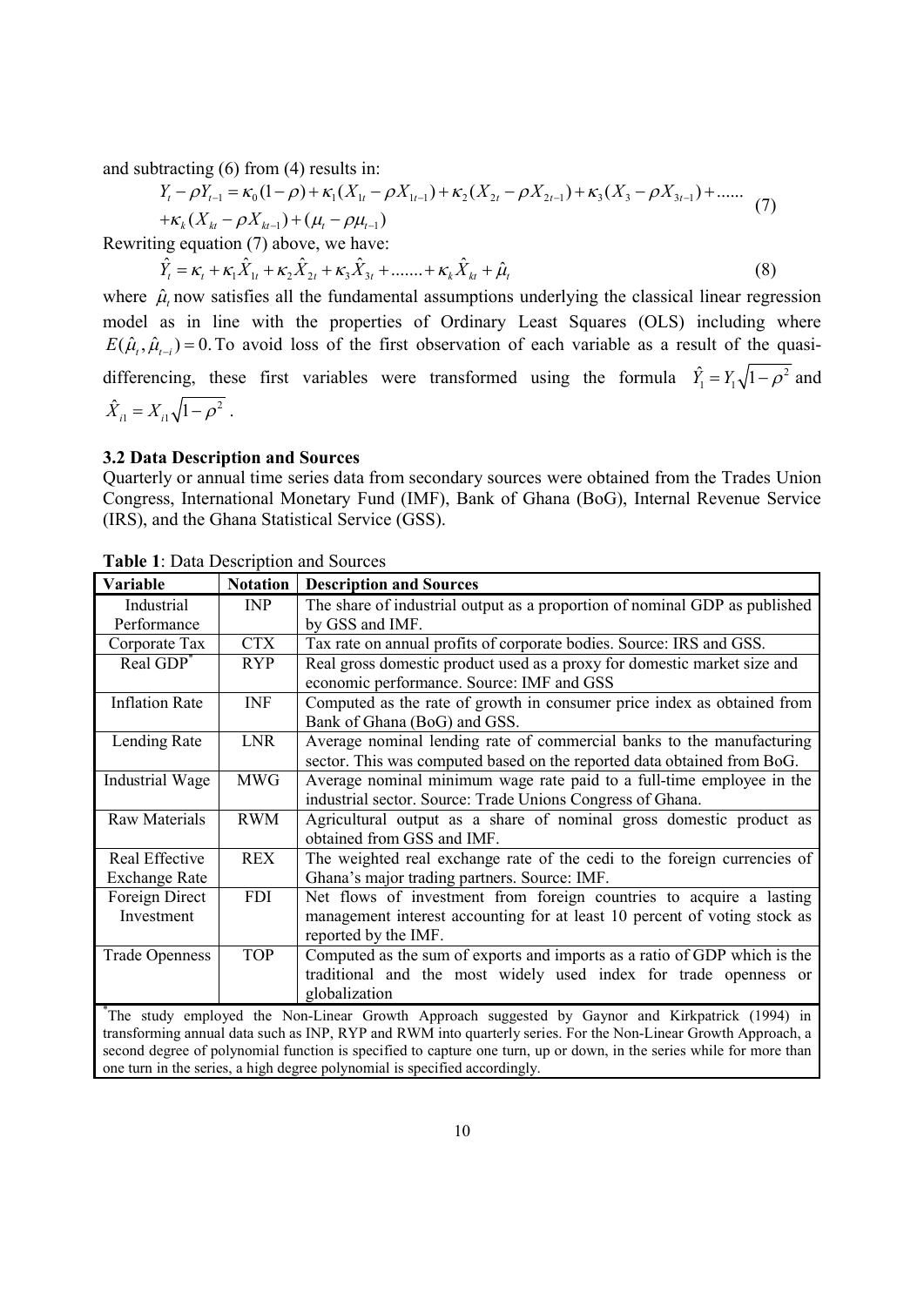and subtracting (6) from (4) results in:

$$Y_t - \rho Y_{t-1} = \kappa_0(1-\rho) + \kappa_1(X_{1t} - \rho X_{1t-1}) + \kappa_2(X_{2t} - \rho X_{2t-1}) + \kappa_3(X_3 - \rho X_{3t-1}) + ......$$
$$+ \kappa_k(X_{kt} - \rho X_{kt-1}) + (\mu_t - \rho\mu_{t-1}) \tag{7}$$

Rewriting equation (7) above, we have:

$$\hat{Y}_t = \kappa_t + \kappa_1\hat{X}_{1t} + \kappa_2\hat{X}_{2t} + \kappa_3\hat{X}_{3t} + ....... + \kappa_k\hat{X}_{kt} + \hat{\mu}_t \tag{8}$$

where $\hat{\mu}_t$ now satisfies all the fundamental assumptions underlying the classical linear regression model as in line with the properties of Ordinary Least Squares (OLS) including where $E(\hat{\mu}_t, \hat{\mu}_{t-i}) = 0$. To avoid loss of the first observation of each variable as a result of the quasi-differencing, these first variables were transformed using the formula $\hat{Y}_1 = Y_1\sqrt{1-\rho^2}$ and $\hat{X}_{i1} = X_{i1}\sqrt{1-\rho^2}$.

### 3.2 Data Description and Sources

Quarterly or annual time series data from secondary sources were obtained from the Trades Union Congress, International Monetary Fund (IMF), Bank of Ghana (BoG), Internal Revenue Service (IRS), and the Ghana Statistical Service (GSS).

**Table 1**: Data Description and Sources

| Variable | Notation | Description and Sources |
|---|---|---|
| Industrial Performance | INP | The share of industrial output as a proportion of nominal GDP as published by GSS and IMF. |
| Corporate Tax | CTX | Tax rate on annual profits of corporate bodies. Source: IRS and GSS. |
| Real GDP* | RYP | Real gross domestic product used as a proxy for domestic market size and economic performance. Source: IMF and GSS |
| Inflation Rate | INF | Computed as the rate of growth in consumer price index as obtained from Bank of Ghana (BoG) and GSS. |
| Lending Rate | LNR | Average nominal lending rate of commercial banks to the manufacturing sector. This was computed based on the reported data obtained from BoG. |
| Industrial Wage | MWG | Average nominal minimum wage rate paid to a full-time employee in the industrial sector. Source: Trade Unions Congress of Ghana. |
| Raw Materials | RWM | Agricultural output as a share of nominal gross domestic product as obtained from GSS and IMF. |
| Real Effective Exchange Rate | REX | The weighted real exchange rate of the cedi to the foreign currencies of Ghana's major trading partners. Source: IMF. |
| Foreign Direct Investment | FDI | Net flows of investment from foreign countries to acquire a lasting management interest accounting for at least 10 percent of voting stock as reported by the IMF. |
| Trade Openness | TOP | Computed as the sum of exports and imports as a ratio of GDP which is the traditional and the most widely used index for trade openness or globalization |

*The study employed the Non-Linear Growth Approach suggested by Gaynor and Kirkpatrick (1994) in transforming annual data such as INP, RYP and RWM into quarterly series. For the Non-Linear Growth Approach, a second degree of polynomial function is specified to capture one turn, up or down, in the series while for more than one turn in the series, a high degree polynomial is specified accordingly.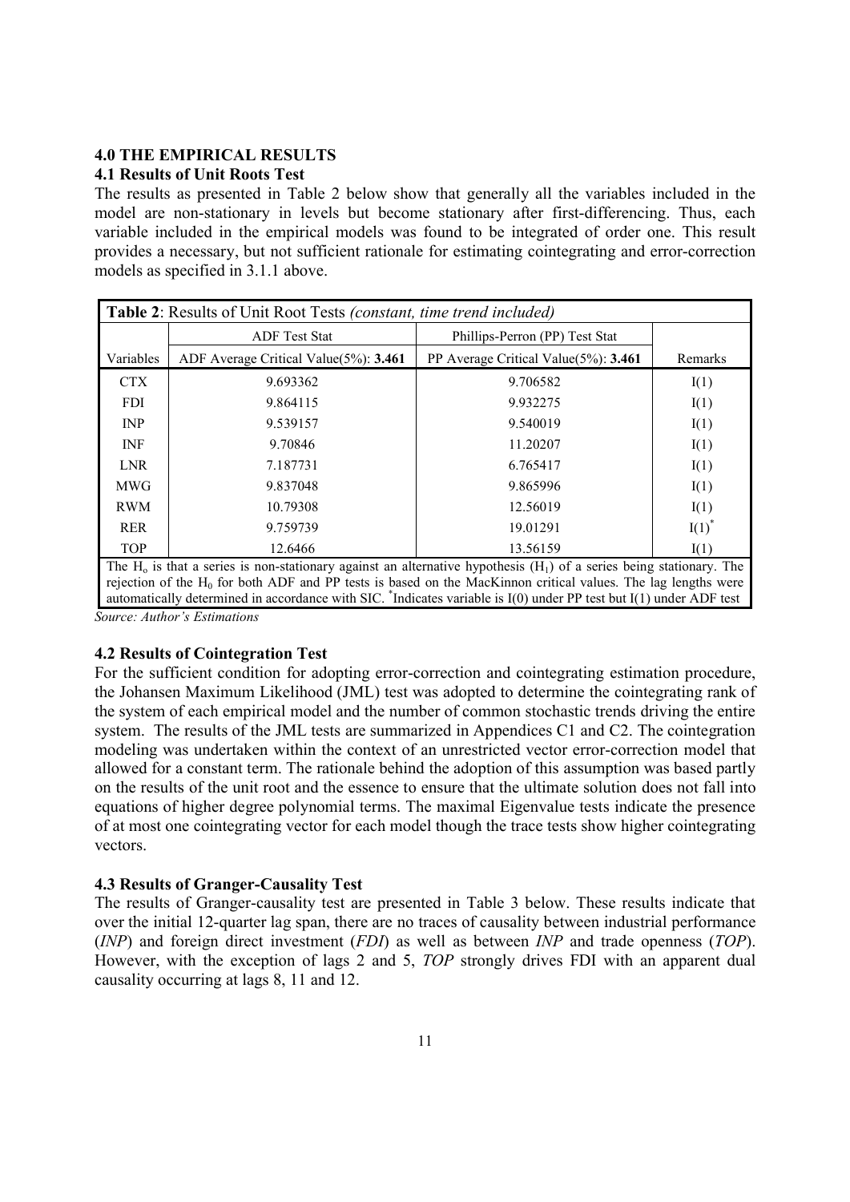## 4.0 THE EMPIRICAL RESULTS

### 4.1 Results of Unit Roots Test

The results as presented in Table 2 below show that generally all the variables included in the model are non-stationary in levels but become stationary after first-differencing. Thus, each variable included in the empirical models was found to be integrated of order one. This result provides a necessary, but not sufficient rationale for estimating cointegrating and error-correction models as specified in 3.1.1 above.

**Table 2**: Results of Unit Root Tests *(constant, time trend included)*

| | ADF Test Stat | Phillips-Perron (PP) Test Stat | |
|---|---|---|---|
| Variables | ADF Average Critical Value(5%): **3.461** | PP Average Critical Value(5%): **3.461** | Remarks |
| CTX | 9.693362 | 9.706582 | I(1) |
| FDI | 9.864115 | 9.932275 | I(1) |
| INP | 9.539157 | 9.540019 | I(1) |
| INF | 9.70846 | 11.20207 | I(1) |
| LNR | 7.187731 | 6.765417 | I(1) |
| MWG | 9.837048 | 9.865996 | I(1) |
| RWM | 10.79308 | 12.56019 | I(1) |
| RER | 9.759739 | 19.01291 | I(1)* |
| TOP | 12.6466 | 13.56159 | I(1) |

The $H_o$ is that a series is non-stationary against an alternative hypothesis ($H_1$) of a series being stationary. The rejection of the $H_0$ for both ADF and PP tests is based on the MacKinnon critical values. The lag lengths were automatically determined in accordance with SIC. *Indicates variable is I(0) under PP test but I(1) under ADF test

*Source: Author's Estimations*

### 4.2 Results of Cointegration Test

For the sufficient condition for adopting error-correction and cointegrating estimation procedure, the Johansen Maximum Likelihood (JML) test was adopted to determine the cointegrating rank of the system of each empirical model and the number of common stochastic trends driving the entire system. The results of the JML tests are summarized in Appendices C1 and C2. The cointegration modeling was undertaken within the context of an unrestricted vector error-correction model that allowed for a constant term. The rationale behind the adoption of this assumption was based partly on the results of the unit root and the essence to ensure that the ultimate solution does not fall into equations of higher degree polynomial terms. The maximal Eigenvalue tests indicate the presence of at most one cointegrating vector for each model though the trace tests show higher cointegrating vectors.

### 4.3 Results of Granger-Causality Test

The results of Granger-causality test are presented in Table 3 below. These results indicate that over the initial 12-quarter lag span, there are no traces of causality between industrial performance (*INP*) and foreign direct investment (*FDI*) as well as between *INP* and trade openness (*TOP*). However, with the exception of lags 2 and 5, *TOP* strongly drives FDI with an apparent dual causality occurring at lags 8, 11 and 12.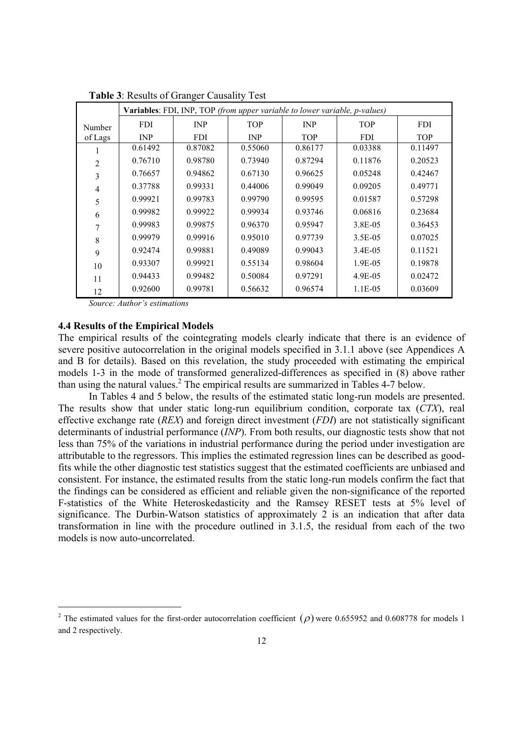**Table 3**: Results of Granger Causality Test

| Number of Lags | FDI → INP | INP → FDI | TOP → INP | INP → TOP | TOP → FDI | FDI → TOP |
|---|---|---|---|---|---|---|
| | **Variables**: FDI, INP, TOP *(from upper variable to lower variable, p-values)* | | | | | |
| 1 | 0.61492 | 0.87082 | 0.55060 | 0.86177 | 0.03388 | 0.11497 |
| 2 | 0.76710 | 0.98780 | 0.73940 | 0.87294 | 0.11876 | 0.20523 |
| 3 | 0.76657 | 0.94862 | 0.67130 | 0.96625 | 0.05248 | 0.42467 |
| 4 | 0.37788 | 0.99331 | 0.44006 | 0.99049 | 0.09205 | 0.49771 |
| 5 | 0.99921 | 0.99783 | 0.99790 | 0.99595 | 0.01587 | 0.57298 |
| 6 | 0.99982 | 0.99922 | 0.99934 | 0.93746 | 0.06816 | 0.23684 |
| 7 | 0.99983 | 0.99875 | 0.96370 | 0.95947 | 3.8E-05 | 0.36453 |
| 8 | 0.99979 | 0.99916 | 0.95010 | 0.97739 | 3.5E-05 | 0.07025 |
| 9 | 0.92474 | 0.99881 | 0.49089 | 0.99043 | 3.4E-05 | 0.11521 |
| 10 | 0.93307 | 0.99921 | 0.55134 | 0.98604 | 1.9E-05 | 0.19878 |
| 11 | 0.94433 | 0.99482 | 0.50084 | 0.97291 | 4.9E-05 | 0.02472 |
| 12 | 0.92600 | 0.99781 | 0.56632 | 0.96574 | 1.1E-05 | 0.03609 |

*Source: Author's estimations*

### 4.4 Results of the Empirical Models

The empirical results of the cointegrating models clearly indicate that there is an evidence of severe positive autocorrelation in the original models specified in 3.1.1 above (see Appendices A and B for details). Based on this revelation, the study proceeded with estimating the empirical models 1-3 in the mode of transformed generalized-differences as specified in (8) above rather than using the natural values.[2] The empirical results are summarized in Tables 4-7 below.

In Tables 4 and 5 below, the results of the estimated static long-run models are presented. The results show that under static long-run equilibrium condition, corporate tax (*CTX*), real effective exchange rate (*REX*) and foreign direct investment (*FDI*) are not statistically significant determinants of industrial performance (*INP*). From both results, our diagnostic tests show that not less than 75% of the variations in industrial performance during the period under investigation are attributable to the regressors. This implies the estimated regression lines can be described as good-fits while the other diagnostic test statistics suggest that the estimated coefficients are unbiased and consistent. For instance, the estimated results from the static long-run models confirm the fact that the findings can be considered as efficient and reliable given the non-significance of the reported F-statistics of the White Heteroskedasticity and the Ramsey RESET tests at 5% level of significance. The Durbin-Watson statistics of approximately 2 is an indication that after data transformation in line with the procedure outlined in 3.1.5, the residual from each of the two models is now auto-uncorrelated.

[2] The estimated values for the first-order autocorrelation coefficient $(\rho)$ were 0.655952 and 0.608778 for models 1 and 2 respectively.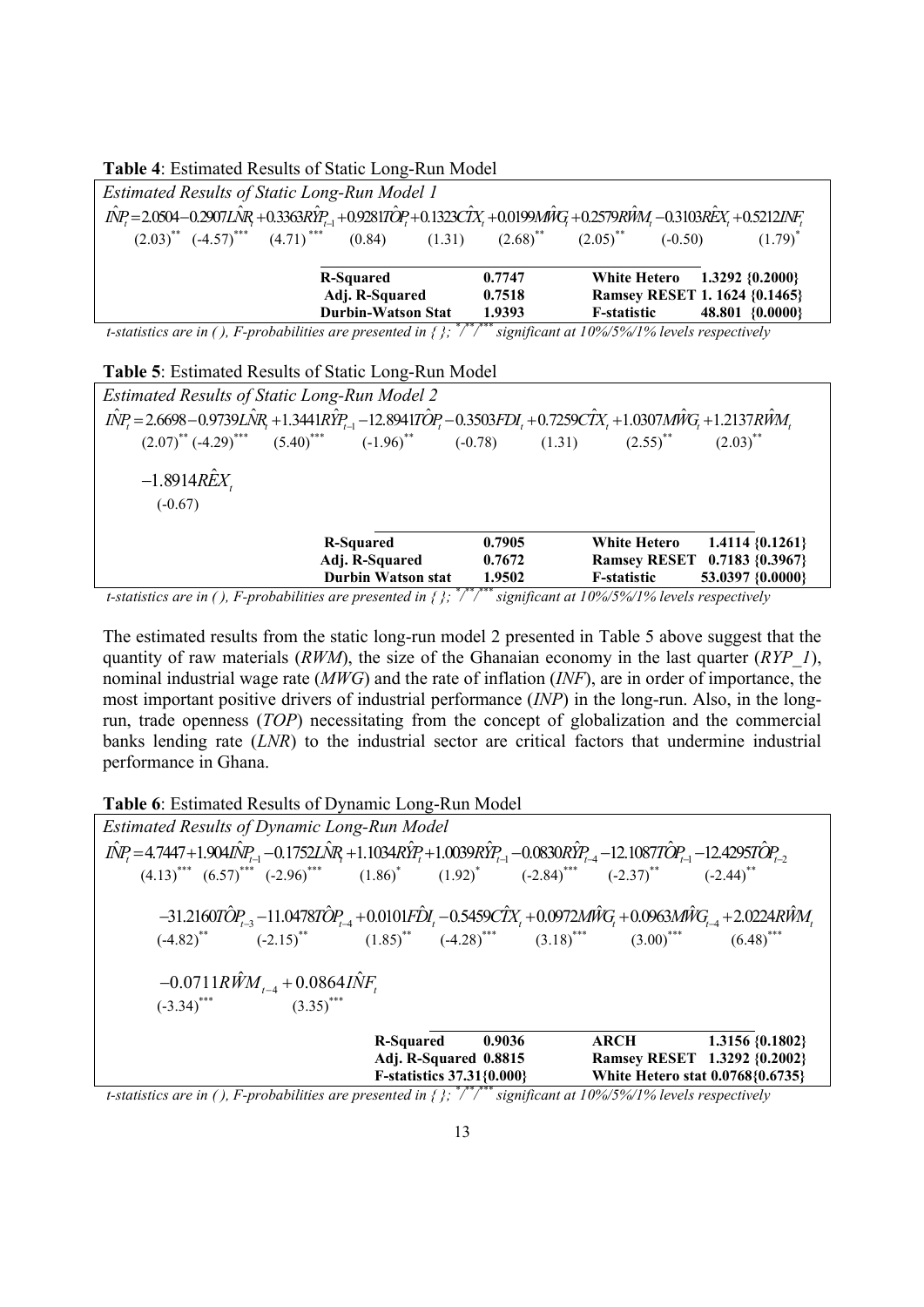**Table 4**: Estimated Results of Static Long-Run Model

*Estimated Results of Static Long-Run Model 1*

$$\hat{INP}_t = 2.0504 - 0.2907\hat{LNR}_t + 0.3363\hat{RYP}_{t-1} + 0.9281\hat{TOP}_t + 0.1323\hat{CTX}_t + 0.0199\hat{MWG}_t + 0.2579\hat{RWM}_t - 0.3103\hat{REX}_t + 0.5212\hat{INF}_t$$

$$(2.03)^{**} \quad (-4.57)^{***} \quad (4.71)^{***} \quad (0.84) \quad (1.31) \quad (2.68)^{**} \quad (2.05)^{**} \quad (-0.50) \quad (1.79)^{*}$$

| | | | |
|---|---|---|---|
| R-Squared | 0.7747 | White Hetero | 1.3292 {0.2000} |
| Adj. R-Squared | 0.7518 | Ramsey RESET | 1. 1624 {0.1465} |
| Durbin-Watson Stat | 1.9393 | F-statistic | 48.801 {0.0000} |

*t-statistics are in ( ), F-probabilities are presented in { }; \*/\*\*/\*\*\* significant at 10%/5%/1% levels respectively*

**Table 5**: Estimated Results of Static Long-Run Model

*Estimated Results of Static Long-Run Model 2*

$$\hat{INP}_t = 2.6698 - 0.9739\hat{LNR}_t + 1.3441\hat{RYP}_{t-1} - 12.8941\hat{TOP}_t - 0.3503FDI_t + 0.7259\hat{CTX}_t + 1.0307\hat{MWG}_t + 1.2137\hat{RWM}_t$$

$$(2.07)^{**} \quad (-4.29)^{***} \quad (5.40)^{***} \quad (-1.96)^{**} \quad (-0.78) \quad (1.31) \quad (2.55)^{**} \quad (2.03)^{**}$$

$$-1.8914\hat{REX}_t$$

$$(-0.67)$$

| | | | |
|---|---|---|---|
| R-Squared | 0.7905 | White Hetero | 1.4114 {0.1261} |
| Adj. R-Squared | 0.7672 | Ramsey RESET | 0.7183 {0.3967} |
| Durbin Watson stat | 1.9502 | F-statistic | 53.0397 {0.0000} |

*t-statistics are in ( ), F-probabilities are presented in { }; \*/\*\*/\*\*\* significant at 10%/5%/1% levels respectively*

The estimated results from the static long-run model 2 presented in Table 5 above suggest that the quantity of raw materials (*RWM*), the size of the Ghanaian economy in the last quarter (*RYP_1*), nominal industrial wage rate (*MWG*) and the rate of inflation (*INF*), are in order of importance, the most important positive drivers of industrial performance (*INP*) in the long-run. Also, in the long-run, trade openness (*TOP*) necessitating from the concept of globalization and the commercial banks lending rate (*LNR*) to the industrial sector are critical factors that undermine industrial performance in Ghana.

**Table 6**: Estimated Results of Dynamic Long-Run Model

*Estimated Results of Dynamic Long-Run Model*

$$\hat{INP}_t = 4.7447 + 1.904\hat{INP}_{t-1} - 0.1752\hat{LNR}_t + 1.1034\hat{RYP}_t + 1.0039\hat{RYP}_{t-1} - 0.0830\hat{RYP}_{t-4} - 12.1087\hat{TOP}_{t-1} - 12.4295\hat{TOP}_{t-2}$$

$$(4.13)^{***} \quad (6.57)^{***} \quad (-2.96)^{***} \quad (1.86)^{*} \quad (1.92)^{*} \quad (-2.84)^{***} \quad (-2.37)^{**} \quad (-2.44)^{**}$$

$$-31.2160\hat{TOP}_{t-3} - 11.0478\hat{TOP}_{t-4} + 0.0101\hat{FDI}_t - 0.5459\hat{CTX}_t + 0.0972\hat{MWG}_t + 0.0963\hat{MWG}_{t-4} + 2.0224\hat{RWM}_t$$

$$(-4.82)^{**} \quad (-2.15)^{**} \quad (1.85)^{**} \quad (-4.28)^{***} \quad (3.18)^{***} \quad (3.00)^{***} \quad (6.48)^{***}$$

$$-0.0711\hat{RWM}_{t-4} + 0.0864\hat{INF}_t$$

$$(-3.34)^{***} \quad (3.35)^{***}$$

| | | | |
|---|---|---|---|
| R-Squared | 0.9036 | ARCH | 1.3156 {0.1802} |
| Adj. R-Squared | 0.8815 | Ramsey RESET | 1.3292 {0.2002} |
| F-statistics | 37.31{0.000} | White Hetero stat | 0.0768{0.6735} |

*t-statistics are in ( ), F-probabilities are presented in { }; \*/\*\*/\*\*\* significant at 10%/5%/1% levels respectively*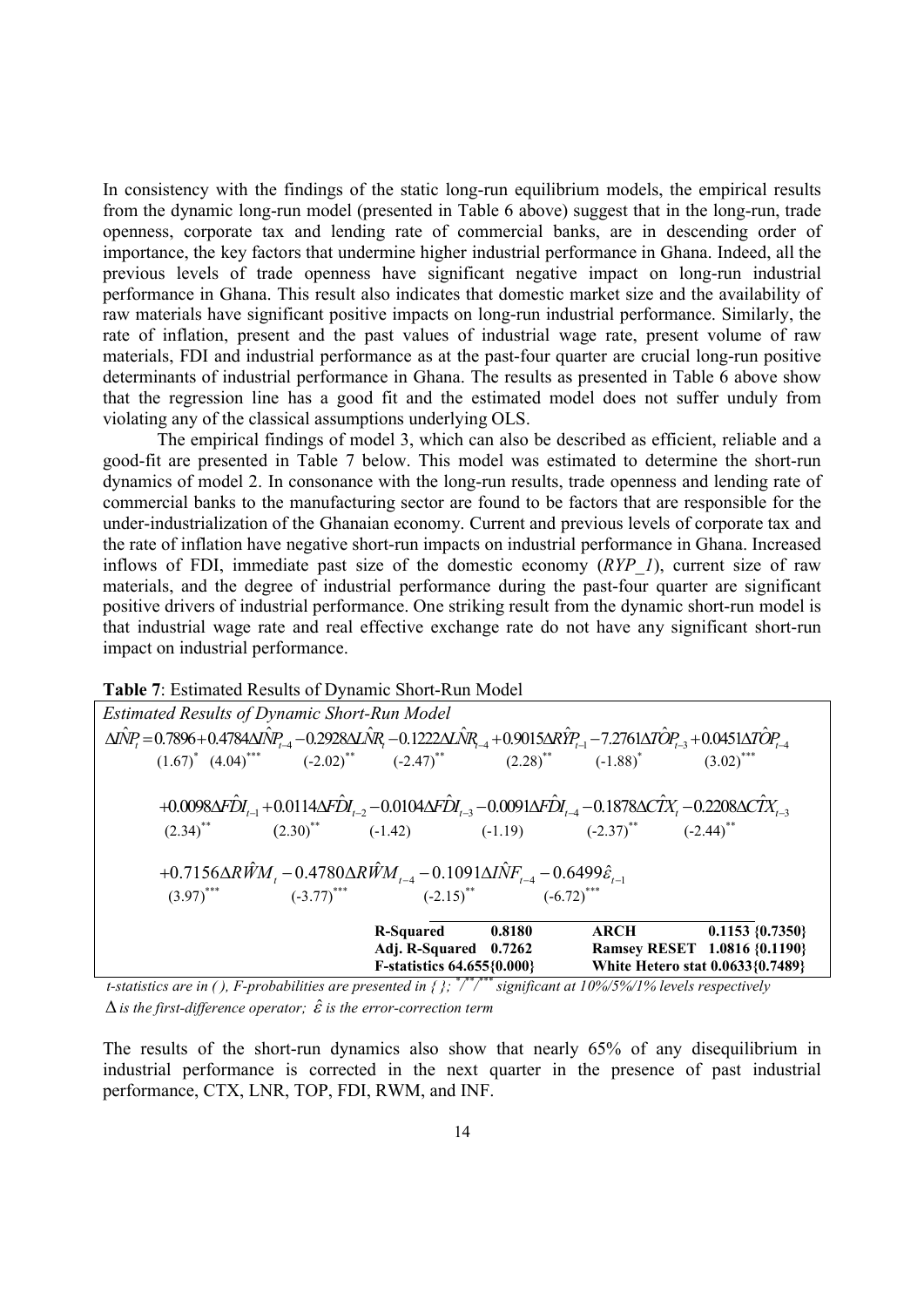In consistency with the findings of the static long-run equilibrium models, the empirical results from the dynamic long-run model (presented in Table 6 above) suggest that in the long-run, trade openness, corporate tax and lending rate of commercial banks, are in descending order of importance, the key factors that undermine higher industrial performance in Ghana. Indeed, all the previous levels of trade openness have significant negative impact on long-run industrial performance in Ghana. This result also indicates that domestic market size and the availability of raw materials have significant positive impacts on long-run industrial performance. Similarly, the rate of inflation, present and the past values of industrial wage rate, present volume of raw materials, FDI and industrial performance as at the past-four quarter are crucial long-run positive determinants of industrial performance in Ghana. The results as presented in Table 6 above show that the regression line has a good fit and the estimated model does not suffer unduly from violating any of the classical assumptions underlying OLS.

The empirical findings of model 3, which can also be described as efficient, reliable and a good-fit are presented in Table 7 below. This model was estimated to determine the short-run dynamics of model 2. In consonance with the long-run results, trade openness and lending rate of commercial banks to the manufacturing sector are found to be factors that are responsible for the under-industrialization of the Ghanaian economy. Current and previous levels of corporate tax and the rate of inflation have negative short-run impacts on industrial performance in Ghana. Increased inflows of FDI, immediate past size of the domestic economy (*RYP_1*), current size of raw materials, and the degree of industrial performance during the past-four quarter are significant positive drivers of industrial performance. One striking result from the dynamic short-run model is that industrial wage rate and real effective exchange rate do not have any significant short-run impact on industrial performance.

**Table 7**: Estimated Results of Dynamic Short-Run Model

*Estimated Results of Dynamic Short-Run Model*

$$\Delta \hat{INP}_t = \underset{(1.67)^{*}}{0.7896} + \underset{(4.04)^{***}}{0.4784\Delta \hat{INP}_{t-4}} - \underset{(-2.02)^{**}}{0.2928\Delta \hat{LNR}_t} - \underset{(-2.47)^{**}}{0.1222\Delta \hat{LNR}_{t-4}} + \underset{(2.28)^{**}}{0.9015\Delta \hat{RYP}_{t-1}} - \underset{(-1.88)^{*}}{7.2761\Delta \hat{TOP}_{t-3}} + \underset{(3.02)^{***}}{0.0451\Delta \hat{TOP}_{t-4}}$$

$$+ \underset{(2.34)^{**}}{0.0098\Delta \hat{FDI}_{t-1}} + \underset{(2.30)^{**}}{0.0114\Delta \hat{FDI}_{t-2}} - \underset{(-1.42)}{0.0104\Delta \hat{FDI}_{t-3}} - \underset{(-1.19)}{0.0091\Delta \hat{FDI}_{t-4}} - \underset{(-2.37)^{**}}{0.1878\Delta \hat{CTX}_t} - \underset{(-2.44)^{**}}{0.2208\Delta \hat{CTX}_{t-3}}$$

$$+ \underset{(3.97)^{***}}{0.7156\Delta \hat{RWM}_t} - \underset{(-3.77)^{***}}{0.4780\Delta \hat{RWM}_{t-4}} - \underset{(-2.15)^{**}}{0.1091\Delta \hat{INF}_{t-4}} - \underset{(-6.72)^{***}}{0.6499\hat{\varepsilon}_{t-1}}$$

| | | | |
|---|---|---|---|
| R-Squared | 0.8180 | ARCH | 0.1153 {0.7350} |
| Adj. R-Squared | 0.7262 | Ramsey RESET | 1.0816 {0.1190} |
| F-statistics | 64.655{0.000} | White Hetero stat | 0.0633{0.7489} |

*t-statistics are in ( ), F-probabilities are presented in { }; \*/\*\*/\*\*\* significant at 10%/5%/1% levels respectively*

*$\Delta$ is the first-difference operator; $\hat{\varepsilon}$ is the error-correction term*

The results of the short-run dynamics also show that nearly 65% of any disequilibrium in industrial performance is corrected in the next quarter in the presence of past industrial performance, CTX, LNR, TOP, FDI, RWM, and INF.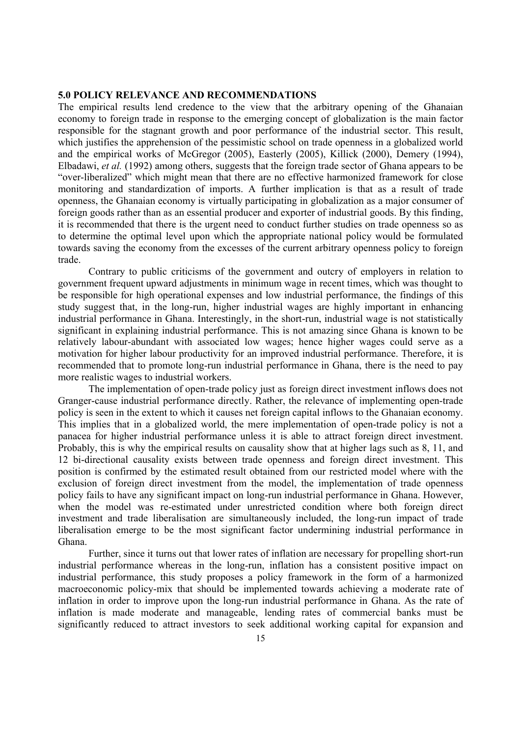## 5.0 POLICY RELEVANCE AND RECOMMENDATIONS

The empirical results lend credence to the view that the arbitrary opening of the Ghanaian economy to foreign trade in response to the emerging concept of globalization is the main factor responsible for the stagnant growth and poor performance of the industrial sector. This result, which justifies the apprehension of the pessimistic school on trade openness in a globalized world and the empirical works of McGregor (2005), Easterly (2005), Killick (2000), Demery (1994), Elbadawi, *et al.* (1992) among others, suggests that the foreign trade sector of Ghana appears to be "over-liberalized" which might mean that there are no effective harmonized framework for close monitoring and standardization of imports. A further implication is that as a result of trade openness, the Ghanaian economy is virtually participating in globalization as a major consumer of foreign goods rather than as an essential producer and exporter of industrial goods. By this finding, it is recommended that there is the urgent need to conduct further studies on trade openness so as to determine the optimal level upon which the appropriate national policy would be formulated towards saving the economy from the excesses of the current arbitrary openness policy to foreign trade.

Contrary to public criticisms of the government and outcry of employers in relation to government frequent upward adjustments in minimum wage in recent times, which was thought to be responsible for high operational expenses and low industrial performance, the findings of this study suggest that, in the long-run, higher industrial wages are highly important in enhancing industrial performance in Ghana. Interestingly, in the short-run, industrial wage is not statistically significant in explaining industrial performance. This is not amazing since Ghana is known to be relatively labour-abundant with associated low wages; hence higher wages could serve as a motivation for higher labour productivity for an improved industrial performance. Therefore, it is recommended that to promote long-run industrial performance in Ghana, there is the need to pay more realistic wages to industrial workers.

The implementation of open-trade policy just as foreign direct investment inflows does not Granger-cause industrial performance directly. Rather, the relevance of implementing open-trade policy is seen in the extent to which it causes net foreign capital inflows to the Ghanaian economy. This implies that in a globalized world, the mere implementation of open-trade policy is not a panacea for higher industrial performance unless it is able to attract foreign direct investment. Probably, this is why the empirical results on causality show that at higher lags such as 8, 11, and 12 bi-directional causality exists between trade openness and foreign direct investment. This position is confirmed by the estimated result obtained from our restricted model where with the exclusion of foreign direct investment from the model, the implementation of trade openness policy fails to have any significant impact on long-run industrial performance in Ghana. However, when the model was re-estimated under unrestricted condition where both foreign direct investment and trade liberalisation are simultaneously included, the long-run impact of trade liberalisation emerge to be the most significant factor undermining industrial performance in Ghana.

Further, since it turns out that lower rates of inflation are necessary for propelling short-run industrial performance whereas in the long-run, inflation has a consistent positive impact on industrial performance, this study proposes a policy framework in the form of a harmonized macroeconomic policy-mix that should be implemented towards achieving a moderate rate of inflation in order to improve upon the long-run industrial performance in Ghana. As the rate of inflation is made moderate and manageable, lending rates of commercial banks must be significantly reduced to attract investors to seek additional working capital for expansion and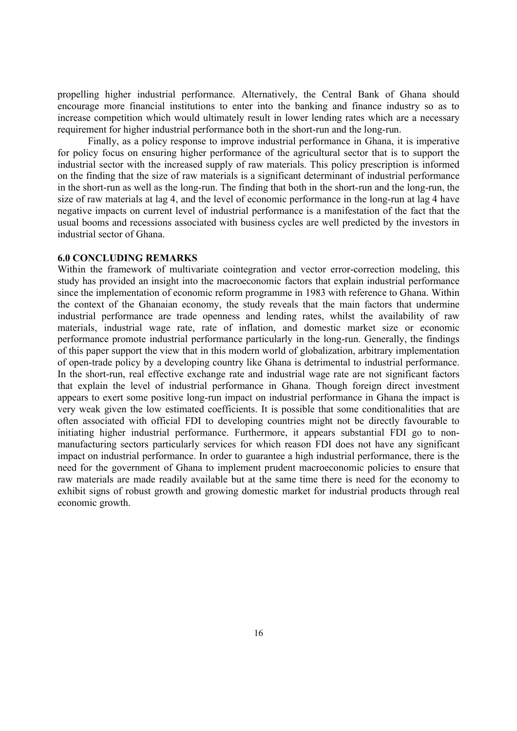propelling higher industrial performance. Alternatively, the Central Bank of Ghana should encourage more financial institutions to enter into the banking and finance industry so as to increase competition which would ultimately result in lower lending rates which are a necessary requirement for higher industrial performance both in the short-run and the long-run.

Finally, as a policy response to improve industrial performance in Ghana, it is imperative for policy focus on ensuring higher performance of the agricultural sector that is to support the industrial sector with the increased supply of raw materials. This policy prescription is informed on the finding that the size of raw materials is a significant determinant of industrial performance in the short-run as well as the long-run. The finding that both in the short-run and the long-run, the size of raw materials at lag 4, and the level of economic performance in the long-run at lag 4 have negative impacts on current level of industrial performance is a manifestation of the fact that the usual booms and recessions associated with business cycles are well predicted by the investors in industrial sector of Ghana.

## 6.0 CONCLUDING REMARKS

Within the framework of multivariate cointegration and vector error-correction modeling, this study has provided an insight into the macroeconomic factors that explain industrial performance since the implementation of economic reform programme in 1983 with reference to Ghana. Within the context of the Ghanaian economy, the study reveals that the main factors that undermine industrial performance are trade openness and lending rates, whilst the availability of raw materials, industrial wage rate, rate of inflation, and domestic market size or economic performance promote industrial performance particularly in the long-run. Generally, the findings of this paper support the view that in this modern world of globalization, arbitrary implementation of open-trade policy by a developing country like Ghana is detrimental to industrial performance. In the short-run, real effective exchange rate and industrial wage rate are not significant factors that explain the level of industrial performance in Ghana. Though foreign direct investment appears to exert some positive long-run impact on industrial performance in Ghana the impact is very weak given the low estimated coefficients. It is possible that some conditionalities that are often associated with official FDI to developing countries might not be directly favourable to initiating higher industrial performance. Furthermore, it appears substantial FDI go to non-manufacturing sectors particularly services for which reason FDI does not have any significant impact on industrial performance. In order to guarantee a high industrial performance, there is the need for the government of Ghana to implement prudent macroeconomic policies to ensure that raw materials are made readily available but at the same time there is need for the economy to exhibit signs of robust growth and growing domestic market for industrial products through real economic growth.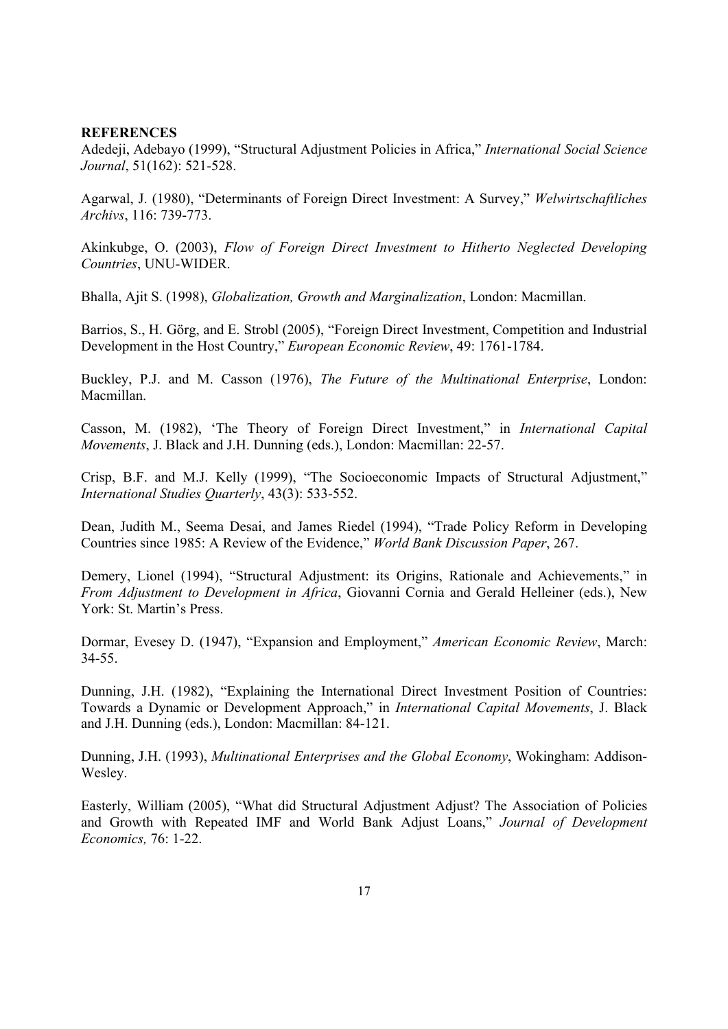**REFERENCES**

Adedeji, Adebayo (1999), "Structural Adjustment Policies in Africa," *International Social Science Journal*, 51(162): 521-528.

Agarwal, J. (1980), "Determinants of Foreign Direct Investment: A Survey," *Welwirtschaftliches Archivs*, 116: 739-773.

Akinkubge, O. (2003), *Flow of Foreign Direct Investment to Hitherto Neglected Developing Countries*, UNU-WIDER.

Bhalla, Ajit S. (1998), *Globalization, Growth and Marginalization*, London: Macmillan.

Barrios, S., H. Görg, and E. Strobl (2005), "Foreign Direct Investment, Competition and Industrial Development in the Host Country," *European Economic Review*, 49: 1761-1784.

Buckley, P.J. and M. Casson (1976), *The Future of the Multinational Enterprise*, London: Macmillan.

Casson, M. (1982), 'The Theory of Foreign Direct Investment," in *International Capital Movements*, J. Black and J.H. Dunning (eds.), London: Macmillan: 22-57.

Crisp, B.F. and M.J. Kelly (1999), "The Socioeconomic Impacts of Structural Adjustment," *International Studies Quarterly*, 43(3): 533-552.

Dean, Judith M., Seema Desai, and James Riedel (1994), "Trade Policy Reform in Developing Countries since 1985: A Review of the Evidence," *World Bank Discussion Paper*, 267.

Demery, Lionel (1994), "Structural Adjustment: its Origins, Rationale and Achievements," in *From Adjustment to Development in Africa*, Giovanni Cornia and Gerald Helleiner (eds.), New York: St. Martin's Press.

Dormar, Evesey D. (1947), "Expansion and Employment," *American Economic Review*, March: 34-55.

Dunning, J.H. (1982), "Explaining the International Direct Investment Position of Countries: Towards a Dynamic or Development Approach," in *International Capital Movements*, J. Black and J.H. Dunning (eds.), London: Macmillan: 84-121.

Dunning, J.H. (1993), *Multinational Enterprises and the Global Economy*, Wokingham: Addison-Wesley.

Easterly, William (2005), "What did Structural Adjustment Adjust? The Association of Policies and Growth with Repeated IMF and World Bank Adjust Loans," *Journal of Development Economics,* 76: 1-22.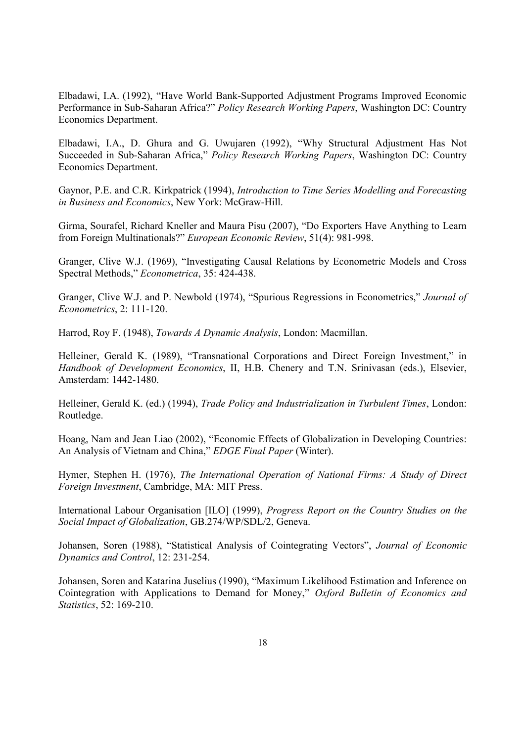Elbadawi, I.A. (1992), "Have World Bank-Supported Adjustment Programs Improved Economic Performance in Sub-Saharan Africa?" *Policy Research Working Papers*, Washington DC: Country Economics Department.

Elbadawi, I.A., D. Ghura and G. Uwujaren (1992), "Why Structural Adjustment Has Not Succeeded in Sub-Saharan Africa," *Policy Research Working Papers*, Washington DC: Country Economics Department.

Gaynor, P.E. and C.R. Kirkpatrick (1994), *Introduction to Time Series Modelling and Forecasting in Business and Economics*, New York: McGraw-Hill.

Girma, Sourafel, Richard Kneller and Maura Pisu (2007), "Do Exporters Have Anything to Learn from Foreign Multinationals?" *European Economic Review*, 51(4): 981-998.

Granger, Clive W.J. (1969), "Investigating Causal Relations by Econometric Models and Cross Spectral Methods," *Econometrica*, 35: 424-438.

Granger, Clive W.J. and P. Newbold (1974), "Spurious Regressions in Econometrics," *Journal of Econometrics*, 2: 111-120.

Harrod, Roy F. (1948), *Towards A Dynamic Analysis*, London: Macmillan.

Helleiner, Gerald K. (1989), "Transnational Corporations and Direct Foreign Investment," in *Handbook of Development Economics*, II, H.B. Chenery and T.N. Srinivasan (eds.), Elsevier, Amsterdam: 1442-1480.

Helleiner, Gerald K. (ed.) (1994), *Trade Policy and Industrialization in Turbulent Times*, London: Routledge.

Hoang, Nam and Jean Liao (2002), "Economic Effects of Globalization in Developing Countries: An Analysis of Vietnam and China," *EDGE Final Paper* (Winter).

Hymer, Stephen H. (1976), *The International Operation of National Firms: A Study of Direct Foreign Investment*, Cambridge, MA: MIT Press.

International Labour Organisation [ILO] (1999), *Progress Report on the Country Studies on the Social Impact of Globalization*, GB.274/WP/SDL/2, Geneva.

Johansen, Soren (1988), "Statistical Analysis of Cointegrating Vectors", *Journal of Economic Dynamics and Control*, 12: 231-254.

Johansen, Soren and Katarina Juselius (1990), "Maximum Likelihood Estimation and Inference on Cointegration with Applications to Demand for Money," *Oxford Bulletin of Economics and Statistics*, 52: 169-210.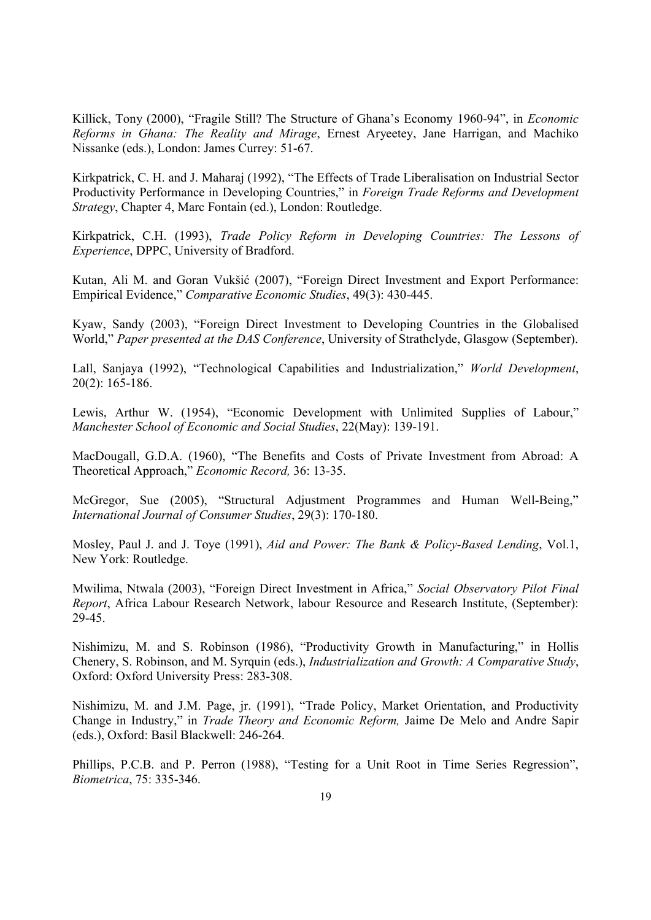Killick, Tony (2000), "Fragile Still? The Structure of Ghana's Economy 1960-94", in *Economic Reforms in Ghana: The Reality and Mirage*, Ernest Aryeetey, Jane Harrigan, and Machiko Nissanke (eds.), London: James Currey: 51-67.

Kirkpatrick, C. H. and J. Maharaj (1992), "The Effects of Trade Liberalisation on Industrial Sector Productivity Performance in Developing Countries," in *Foreign Trade Reforms and Development Strategy*, Chapter 4, Marc Fontain (ed.), London: Routledge.

Kirkpatrick, C.H. (1993), *Trade Policy Reform in Developing Countries: The Lessons of Experience*, DPPC, University of Bradford.

Kutan, Ali M. and Goran Vukšić (2007), "Foreign Direct Investment and Export Performance: Empirical Evidence," *Comparative Economic Studies*, 49(3): 430-445.

Kyaw, Sandy (2003), "Foreign Direct Investment to Developing Countries in the Globalised World," *Paper presented at the DAS Conference*, University of Strathclyde, Glasgow (September).

Lall, Sanjaya (1992), "Technological Capabilities and Industrialization," *World Development*, 20(2): 165-186.

Lewis, Arthur W. (1954), "Economic Development with Unlimited Supplies of Labour," *Manchester School of Economic and Social Studies*, 22(May): 139-191.

MacDougall, G.D.A. (1960), "The Benefits and Costs of Private Investment from Abroad: A Theoretical Approach," *Economic Record,* 36: 13-35.

McGregor, Sue (2005), "Structural Adjustment Programmes and Human Well-Being," *International Journal of Consumer Studies*, 29(3): 170-180.

Mosley, Paul J. and J. Toye (1991), *Aid and Power: The Bank & Policy-Based Lending*, Vol.1, New York: Routledge.

Mwilima, Ntwala (2003), "Foreign Direct Investment in Africa," *Social Observatory Pilot Final Report*, Africa Labour Research Network, labour Resource and Research Institute, (September): 29-45.

Nishimizu, M. and S. Robinson (1986), "Productivity Growth in Manufacturing," in Hollis Chenery, S. Robinson, and M. Syrquin (eds.), *Industrialization and Growth: A Comparative Study*, Oxford: Oxford University Press: 283-308.

Nishimizu, M. and J.M. Page, jr. (1991), "Trade Policy, Market Orientation, and Productivity Change in Industry," in *Trade Theory and Economic Reform,* Jaime De Melo and Andre Sapir (eds.), Oxford: Basil Blackwell: 246-264.

Phillips, P.C.B. and P. Perron (1988), "Testing for a Unit Root in Time Series Regression", *Biometrica*, 75: 335-346.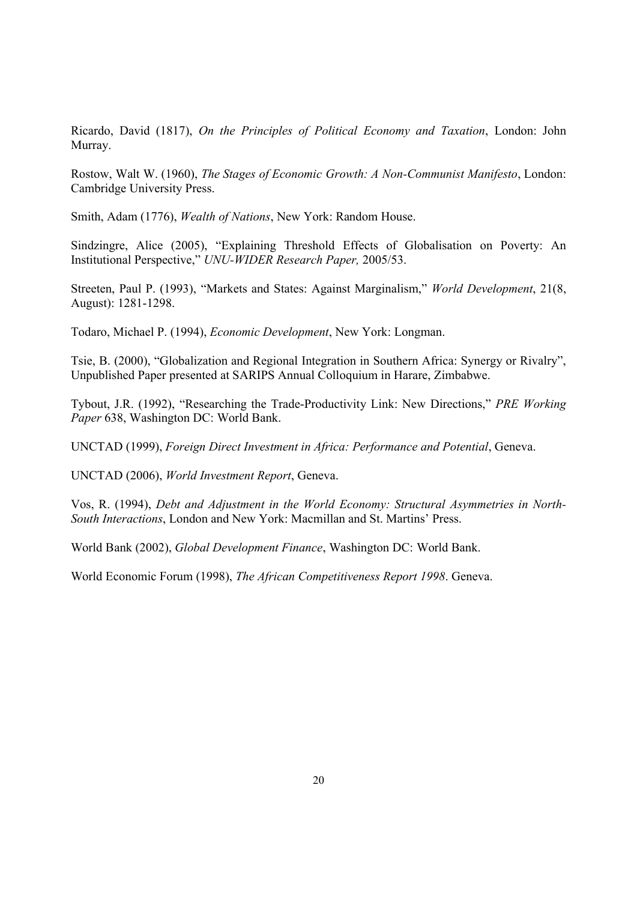Ricardo, David (1817), *On the Principles of Political Economy and Taxation*, London: John Murray.

Rostow, Walt W. (1960), *The Stages of Economic Growth: A Non-Communist Manifesto*, London: Cambridge University Press.

Smith, Adam (1776), *Wealth of Nations*, New York: Random House.

Sindzingre, Alice (2005), "Explaining Threshold Effects of Globalisation on Poverty: An Institutional Perspective," *UNU-WIDER Research Paper,* 2005/53.

Streeten, Paul P. (1993), "Markets and States: Against Marginalism," *World Development*, 21(8, August): 1281-1298.

Todaro, Michael P. (1994), *Economic Development*, New York: Longman.

Tsie, B. (2000), "Globalization and Regional Integration in Southern Africa: Synergy or Rivalry", Unpublished Paper presented at SARIPS Annual Colloquium in Harare, Zimbabwe.

Tybout, J.R. (1992), "Researching the Trade-Productivity Link: New Directions," *PRE Working Paper* 638, Washington DC: World Bank.

UNCTAD (1999), *Foreign Direct Investment in Africa: Performance and Potential*, Geneva.

UNCTAD (2006), *World Investment Report*, Geneva.

Vos, R. (1994), *Debt and Adjustment in the World Economy: Structural Asymmetries in North-South Interactions*, London and New York: Macmillan and St. Martins' Press.

World Bank (2002), *Global Development Finance*, Washington DC: World Bank.

World Economic Forum (1998), *The African Competitiveness Report 1998*. Geneva.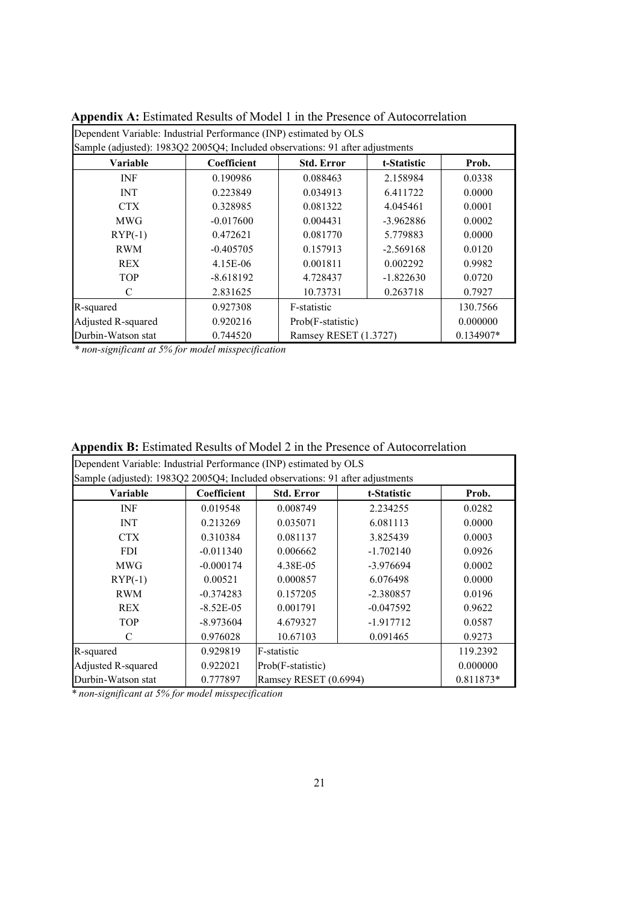**Appendix A:** Estimated Results of Model 1 in the Presence of Autocorrelation

| Dependent Variable: Industrial Performance (INP) estimated by OLS<br>Sample (adjusted): 1983Q2 2005Q4; Included observations: 91 after adjustments | | | | |
|---|---|---|---|---|
| **Variable** | **Coefficient** | **Std. Error** | **t-Statistic** | **Prob.** |
| INF | 0.190986 | 0.088463 | 2.158984 | 0.0338 |
| INT | 0.223849 | 0.034913 | 6.411722 | 0.0000 |
| CTX | 0.328985 | 0.081322 | 4.045461 | 0.0001 |
| MWG | -0.017600 | 0.004431 | -3.962886 | 0.0002 |
| RYP(-1) | 0.472621 | 0.081770 | 5.779883 | 0.0000 |
| RWM | -0.405705 | 0.157913 | -2.569168 | 0.0120 |
| REX | 4.15E-06 | 0.001811 | 0.002292 | 0.9982 |
| TOP | -8.618192 | 4.728437 | -1.822630 | 0.0720 |
| C | 2.831625 | 10.73731 | 0.263718 | 0.7927 |
| R-squared | 0.927308 | F-statistic | | 130.7566 |
| Adjusted R-squared | 0.920216 | Prob(F-statistic) | | 0.000000 |
| Durbin-Watson stat | 0.744520 | Ramsey RESET (1.3727) | | 0.134907* |

*\* non-significant at 5% for model misspecification*

**Appendix B:** Estimated Results of Model 2 in the Presence of Autocorrelation

| Dependent Variable: Industrial Performance (INP) estimated by OLS<br>Sample (adjusted): 1983Q2 2005Q4; Included observations: 91 after adjustments | | | | |
|---|---|---|---|---|
| **Variable** | **Coefficient** | **Std. Error** | **t-Statistic** | **Prob.** |
| INF | 0.019548 | 0.008749 | 2.234255 | 0.0282 |
| INT | 0.213269 | 0.035071 | 6.081113 | 0.0000 |
| CTX | 0.310384 | 0.081137 | 3.825439 | 0.0003 |
| FDI | -0.011340 | 0.006662 | -1.702140 | 0.0926 |
| MWG | -0.000174 | 4.38E-05 | -3.976694 | 0.0002 |
| RYP(-1) | 0.00521 | 0.000857 | 6.076498 | 0.0000 |
| RWM | -0.374283 | 0.157205 | -2.380857 | 0.0196 |
| REX | -8.52E-05 | 0.001791 | -0.047592 | 0.9622 |
| TOP | -8.973604 | 4.679327 | -1.917712 | 0.0587 |
| C | 0.976028 | 10.67103 | 0.091465 | 0.9273 |
| R-squared | 0.929819 | F-statistic | | 119.2392 |
| Adjusted R-squared | 0.922021 | Prob(F-statistic) | | 0.000000 |
| Durbin-Watson stat | 0.777897 | Ramsey RESET (0.6994) | | 0.811873* |

*\* non-significant at 5% for model misspecification*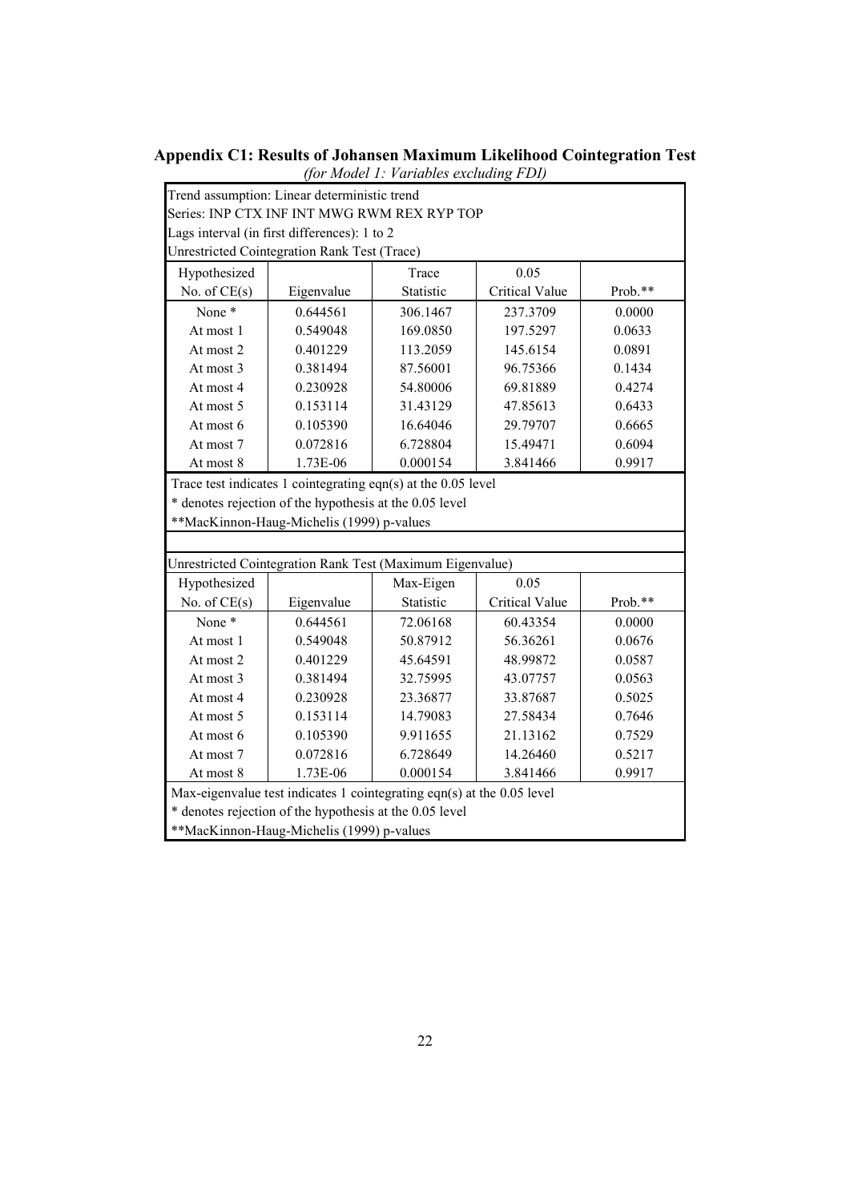## Appendix C1: Results of Johansen Maximum Likelihood Cointegration Test

*(for Model 1: Variables excluding FDI)*

Trend assumption: Linear deterministic trend
Series: INP CTX INF INT MWG RWM REX RYP TOP
Lags interval (in first differences): 1 to 2

Unrestricted Cointegration Rank Test (Trace)

| Hypothesized No. of CE(s) | Eigenvalue | Trace Statistic | 0.05 Critical Value | Prob.** |
|---|---|---|---|---|
| None * | 0.644561 | 306.1467 | 237.3709 | 0.0000 |
| At most 1 | 0.549048 | 169.0850 | 197.5297 | 0.0633 |
| At most 2 | 0.401229 | 113.2059 | 145.6154 | 0.0891 |
| At most 3 | 0.381494 | 87.56001 | 96.75366 | 0.1434 |
| At most 4 | 0.230928 | 54.80006 | 69.81889 | 0.4274 |
| At most 5 | 0.153114 | 31.43129 | 47.85613 | 0.6433 |
| At most 6 | 0.105390 | 16.64046 | 29.79707 | 0.6665 |
| At most 7 | 0.072816 | 6.728804 | 15.49471 | 0.6094 |
| At most 8 | 1.73E-06 | 0.000154 | 3.841466 | 0.9917 |

Trace test indicates 1 cointegrating eqn(s) at the 0.05 level
* denotes rejection of the hypothesis at the 0.05 level
**MacKinnon-Haug-Michelis (1999) p-values

Unrestricted Cointegration Rank Test (Maximum Eigenvalue)

| Hypothesized No. of CE(s) | Eigenvalue | Max-Eigen Statistic | 0.05 Critical Value | Prob.** |
|---|---|---|---|---|
| None * | 0.644561 | 72.06168 | 60.43354 | 0.0000 |
| At most 1 | 0.549048 | 50.87912 | 56.36261 | 0.0676 |
| At most 2 | 0.401229 | 45.64591 | 48.99872 | 0.0587 |
| At most 3 | 0.381494 | 32.75995 | 43.07757 | 0.0563 |
| At most 4 | 0.230928 | 23.36877 | 33.87687 | 0.5025 |
| At most 5 | 0.153114 | 14.79083 | 27.58434 | 0.7646 |
| At most 6 | 0.105390 | 9.911655 | 21.13162 | 0.7529 |
| At most 7 | 0.072816 | 6.728649 | 14.26460 | 0.5217 |
| At most 8 | 1.73E-06 | 0.000154 | 3.841466 | 0.9917 |

Max-eigenvalue test indicates 1 cointegrating eqn(s) at the 0.05 level
* denotes rejection of the hypothesis at the 0.05 level
**MacKinnon-Haug-Michelis (1999) p-values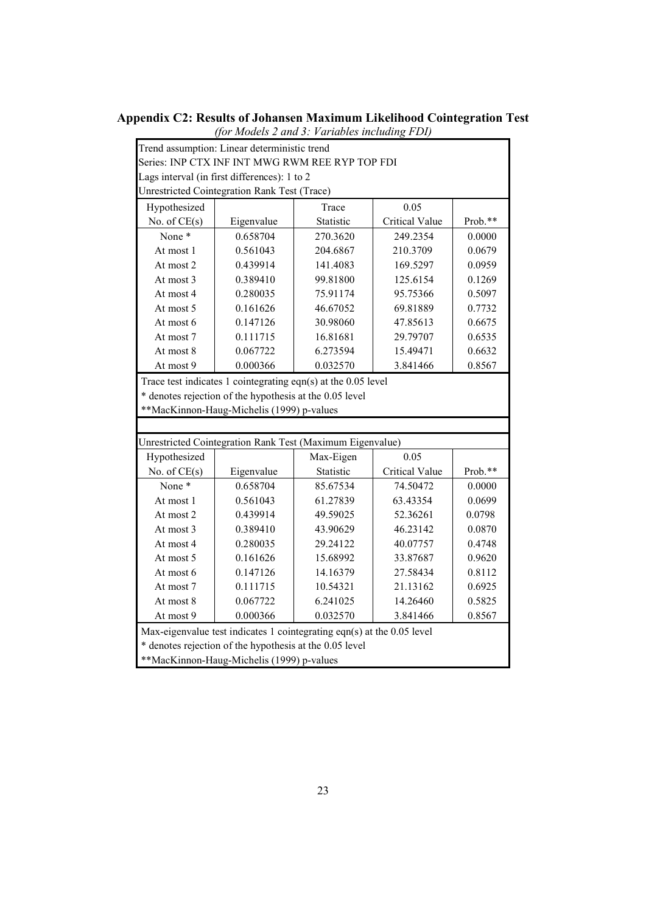## Appendix C2: Results of Johansen Maximum Likelihood Cointegration Test

*(for Models 2 and 3: Variables including FDI)*

Trend assumption: Linear deterministic trend
Series: INP CTX INF INT MWG RWM REE RYP TOP FDI
Lags interval (in first differences): 1 to 2
Unrestricted Cointegration Rank Test (Trace)

| Hypothesized No. of CE(s) | Eigenvalue | Trace Statistic | 0.05 Critical Value | Prob.** |
|---|---|---|---|---|
| None * | 0.658704 | 270.3620 | 249.2354 | 0.0000 |
| At most 1 | 0.561043 | 204.6867 | 210.3709 | 0.0679 |
| At most 2 | 0.439914 | 141.4083 | 169.5297 | 0.0959 |
| At most 3 | 0.389410 | 99.81800 | 125.6154 | 0.1269 |
| At most 4 | 0.280035 | 75.91174 | 95.75366 | 0.5097 |
| At most 5 | 0.161626 | 46.67052 | 69.81889 | 0.7732 |
| At most 6 | 0.147126 | 30.98060 | 47.85613 | 0.6675 |
| At most 7 | 0.111715 | 16.81681 | 29.79707 | 0.6535 |
| At most 8 | 0.067722 | 6.273594 | 15.49471 | 0.6632 |
| At most 9 | 0.000366 | 0.032570 | 3.841466 | 0.8567 |

Trace test indicates 1 cointegrating eqn(s) at the 0.05 level
* denotes rejection of the hypothesis at the 0.05 level
**MacKinnon-Haug-Michelis (1999) p-values

Unrestricted Cointegration Rank Test (Maximum Eigenvalue)

| Hypothesized No. of CE(s) | Eigenvalue | Max-Eigen Statistic | 0.05 Critical Value | Prob.** |
|---|---|---|---|---|
| None * | 0.658704 | 85.67534 | 74.50472 | 0.0000 |
| At most 1 | 0.561043 | 61.27839 | 63.43354 | 0.0699 |
| At most 2 | 0.439914 | 49.59025 | 52.36261 | 0.0798 |
| At most 3 | 0.389410 | 43.90629 | 46.23142 | 0.0870 |
| At most 4 | 0.280035 | 29.24122 | 40.07757 | 0.4748 |
| At most 5 | 0.161626 | 15.68992 | 33.87687 | 0.9620 |
| At most 6 | 0.147126 | 14.16379 | 27.58434 | 0.8112 |
| At most 7 | 0.111715 | 10.54321 | 21.13162 | 0.6925 |
| At most 8 | 0.067722 | 6.241025 | 14.26460 | 0.5825 |
| At most 9 | 0.000366 | 0.032570 | 3.841466 | 0.8567 |

Max-eigenvalue test indicates 1 cointegrating eqn(s) at the 0.05 level
* denotes rejection of the hypothesis at the 0.05 level
**MacKinnon-Haug-Michelis (1999) p-values